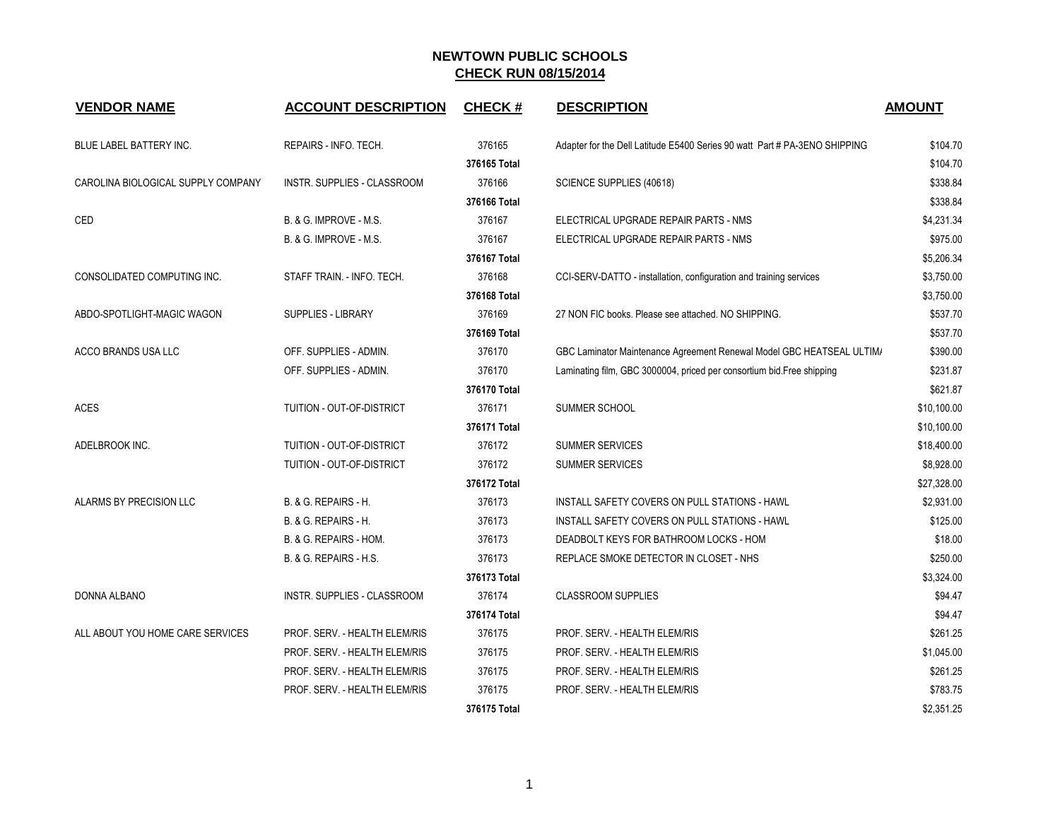# NEWTOWN PUBLIC SCHOOLS
## CHECK RUN 08/15/2014

| VENDOR NAME | ACCOUNT DESCRIPTION | CHECK # | DESCRIPTION | AMOUNT |
|---|---|---|---|---|
| BLUE LABEL BATTERY INC. | REPAIRS - INFO. TECH. | 376165 | Adapter for the Dell Latitude E5400 Series 90 watt Part # PA-3ENO SHIPPING | $104.70 |
| | | **376165 Total** | | $104.70 |
| CAROLINA BIOLOGICAL SUPPLY COMPANY | INSTR. SUPPLIES - CLASSROOM | 376166 | SCIENCE SUPPLIES (40618) | $338.84 |
| | | **376166 Total** | | $338.84 |
| CED | B. & G. IMPROVE - M.S. | 376167 | ELECTRICAL UPGRADE REPAIR PARTS - NMS | $4,231.34 |
| | B. & G. IMPROVE - M.S. | 376167 | ELECTRICAL UPGRADE REPAIR PARTS - NMS | $975.00 |
| | | **376167 Total** | | $5,206.34 |
| CONSOLIDATED COMPUTING INC. | STAFF TRAIN. - INFO. TECH. | 376168 | CCI-SERV-DATTO - installation, configuration and training services | $3,750.00 |
| | | **376168 Total** | | $3,750.00 |
| ABDO-SPOTLIGHT-MAGIC WAGON | SUPPLIES - LIBRARY | 376169 | 27 NON FIC books. Please see attached. NO SHIPPING. | $537.70 |
| | | **376169 Total** | | $537.70 |
| ACCO BRANDS USA LLC | OFF. SUPPLIES - ADMIN. | 376170 | GBC Laminator Maintenance Agreement Renewal Model GBC HEATSEAL ULTIM/ | $390.00 |
| | OFF. SUPPLIES - ADMIN. | 376170 | Laminating film, GBC 3000004, priced per consortium bid.Free shipping | $231.87 |
| | | **376170 Total** | | $621.87 |
| ACES | TUITION - OUT-OF-DISTRICT | 376171 | SUMMER SCHOOL | $10,100.00 |
| | | **376171 Total** | | $10,100.00 |
| ADELBROOK INC. | TUITION - OUT-OF-DISTRICT | 376172 | SUMMER SERVICES | $18,400.00 |
| | TUITION - OUT-OF-DISTRICT | 376172 | SUMMER SERVICES | $8,928.00 |
| | | **376172 Total** | | $27,328.00 |
| ALARMS BY PRECISION LLC | B. & G. REPAIRS - H. | 376173 | INSTALL SAFETY COVERS ON PULL STATIONS - HAWL | $2,931.00 |
| | B. & G. REPAIRS - H. | 376173 | INSTALL SAFETY COVERS ON PULL STATIONS - HAWL | $125.00 |
| | B. & G. REPAIRS - HOM. | 376173 | DEADBOLT KEYS FOR BATHROOM LOCKS - HOM | $18.00 |
| | B. & G. REPAIRS - H.S. | 376173 | REPLACE SMOKE DETECTOR IN CLOSET - NHS | $250.00 |
| | | **376173 Total** | | $3,324.00 |
| DONNA ALBANO | INSTR. SUPPLIES - CLASSROOM | 376174 | CLASSROOM SUPPLIES | $94.47 |
| | | **376174 Total** | | $94.47 |
| ALL ABOUT YOU HOME CARE SERVICES | PROF. SERV. - HEALTH ELEM/RIS | 376175 | PROF. SERV. - HEALTH ELEM/RIS | $261.25 |
| | PROF. SERV. - HEALTH ELEM/RIS | 376175 | PROF. SERV. - HEALTH ELEM/RIS | $1,045.00 |
| | PROF. SERV. - HEALTH ELEM/RIS | 376175 | PROF. SERV. - HEALTH ELEM/RIS | $261.25 |
| | PROF. SERV. - HEALTH ELEM/RIS | 376175 | PROF. SERV. - HEALTH ELEM/RIS | $783.75 |
| | | **376175 Total** | | $2,351.25 |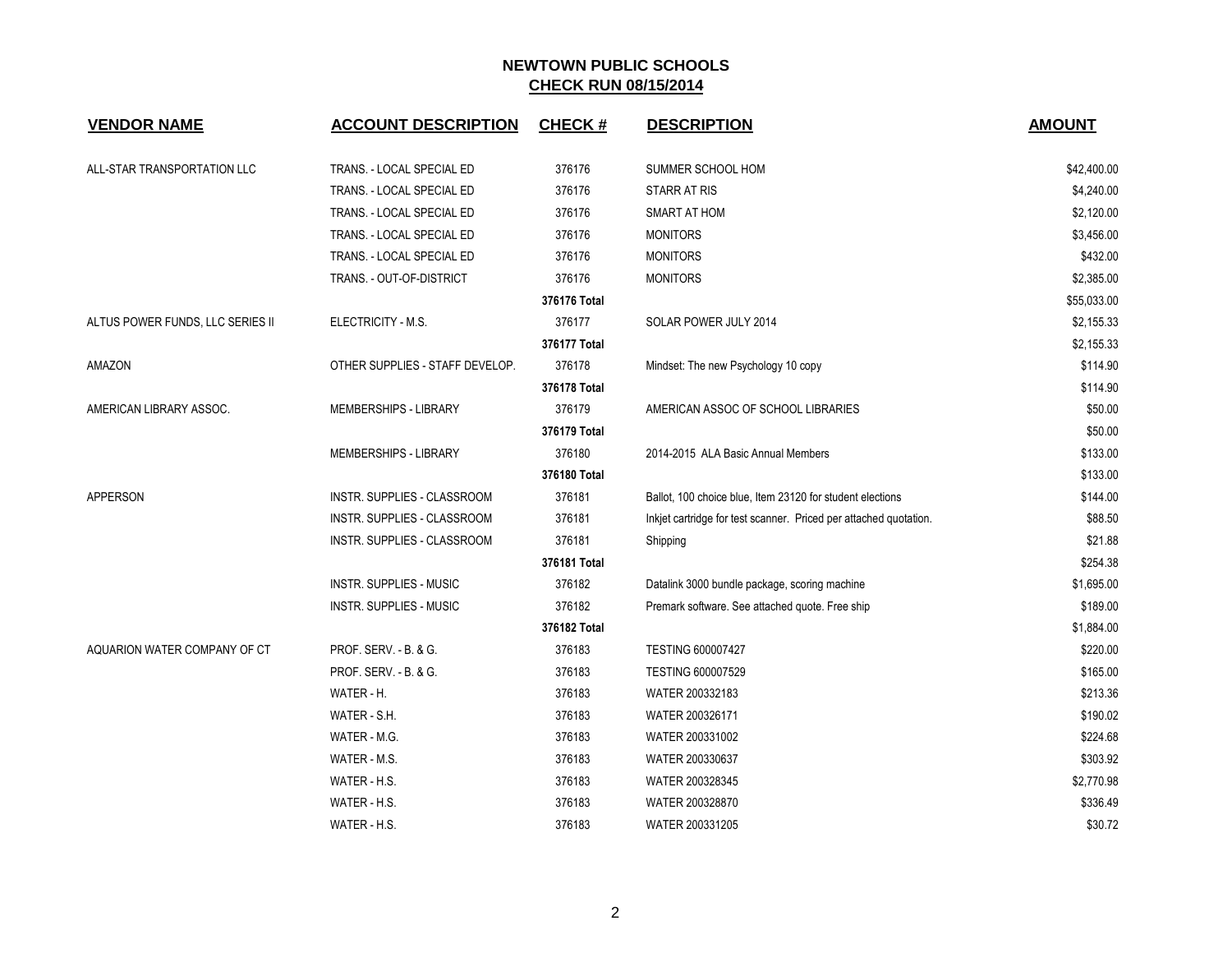# NEWTOWN PUBLIC SCHOOLS

## CHECK RUN 08/15/2014

| VENDOR NAME | ACCOUNT DESCRIPTION | CHECK # | DESCRIPTION | AMOUNT |
|---|---|---|---|---|
| ALL-STAR TRANSPORTATION LLC | TRANS. - LOCAL SPECIAL ED | 376176 | SUMMER SCHOOL HOM | $42,400.00 |
| | TRANS. - LOCAL SPECIAL ED | 376176 | STARR AT RIS | $4,240.00 |
| | TRANS. - LOCAL SPECIAL ED | 376176 | SMART AT HOM | $2,120.00 |
| | TRANS. - LOCAL SPECIAL ED | 376176 | MONITORS | $3,456.00 |
| | TRANS. - LOCAL SPECIAL ED | 376176 | MONITORS | $432.00 |
| | TRANS. - OUT-OF-DISTRICT | 376176 | MONITORS | $2,385.00 |
| | | **376176 Total** | | $55,033.00 |
| ALTUS POWER FUNDS, LLC SERIES II | ELECTRICITY - M.S. | 376177 | SOLAR POWER JULY 2014 | $2,155.33 |
| | | **376177 Total** | | $2,155.33 |
| AMAZON | OTHER SUPPLIES - STAFF DEVELOP. | 376178 | Mindset: The new Psychology 10 copy | $114.90 |
| | | **376178 Total** | | $114.90 |
| AMERICAN LIBRARY ASSOC. | MEMBERSHIPS - LIBRARY | 376179 | AMERICAN ASSOC OF SCHOOL LIBRARIES | $50.00 |
| | | **376179 Total** | | $50.00 |
| | MEMBERSHIPS - LIBRARY | 376180 | 2014-2015 ALA Basic Annual Members | $133.00 |
| | | **376180 Total** | | $133.00 |
| APPERSON | INSTR. SUPPLIES - CLASSROOM | 376181 | Ballot, 100 choice blue, Item 23120 for student elections | $144.00 |
| | INSTR. SUPPLIES - CLASSROOM | 376181 | Inkjet cartridge for test scanner. Priced per attached quotation. | $88.50 |
| | INSTR. SUPPLIES - CLASSROOM | 376181 | Shipping | $21.88 |
| | | **376181 Total** | | $254.38 |
| | INSTR. SUPPLIES - MUSIC | 376182 | Datalink 3000 bundle package, scoring machine | $1,695.00 |
| | INSTR. SUPPLIES - MUSIC | 376182 | Premark software. See attached quote. Free ship | $189.00 |
| | | **376182 Total** | | $1,884.00 |
| AQUARION WATER COMPANY OF CT | PROF. SERV. - B. & G. | 376183 | TESTING 600007427 | $220.00 |
| | PROF. SERV. - B. & G. | 376183 | TESTING 600007529 | $165.00 |
| | WATER - H. | 376183 | WATER 200332183 | $213.36 |
| | WATER - S.H. | 376183 | WATER 200326171 | $190.02 |
| | WATER - M.G. | 376183 | WATER 200331002 | $224.68 |
| | WATER - M.S. | 376183 | WATER 200330637 | $303.92 |
| | WATER - H.S. | 376183 | WATER 200328345 | $2,770.98 |
| | WATER - H.S. | 376183 | WATER 200328870 | $336.49 |
| | WATER - H.S. | 376183 | WATER 200331205 | $30.72 |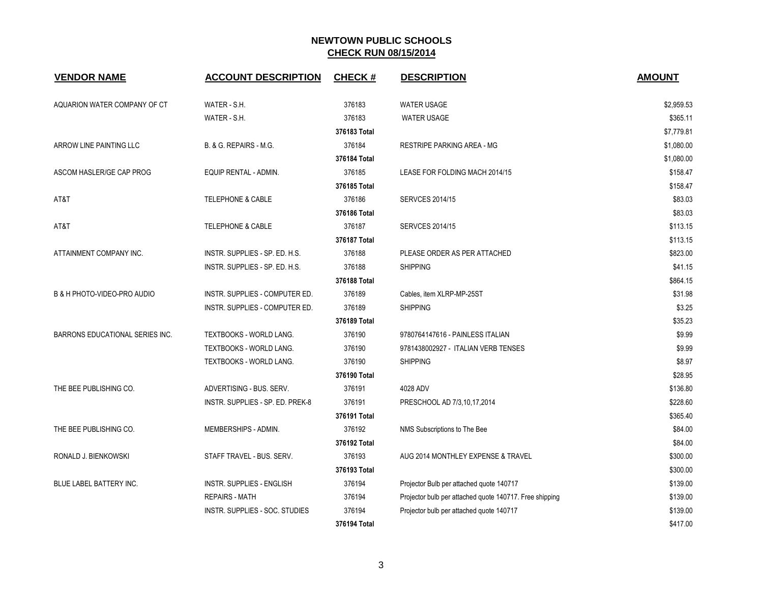## NEWTOWN PUBLIC SCHOOLS
## CHECK RUN 08/15/2014

| VENDOR NAME | ACCOUNT DESCRIPTION | CHECK # | DESCRIPTION | AMOUNT |
|---|---|---|---|---|
| AQUARION WATER COMPANY OF CT | WATER - S.H. | 376183 | WATER USAGE | $2,959.53 |
| | WATER - S.H. | 376183 | WATER USAGE | $365.11 |
| | | 376183 Total | | $7,779.81 |
| ARROW LINE PAINTING LLC | B. & G. REPAIRS - M.G. | 376184 | RESTRIPE PARKING AREA - MG | $1,080.00 |
| | | 376184 Total | | $1,080.00 |
| ASCOM HASLER/GE CAP PROG | EQUIP RENTAL - ADMIN. | 376185 | LEASE FOR FOLDING MACH 2014/15 | $158.47 |
| | | 376185 Total | | $158.47 |
| AT&T | TELEPHONE & CABLE | 376186 | SERVCES 2014/15 | $83.03 |
| | | 376186 Total | | $83.03 |
| AT&T | TELEPHONE & CABLE | 376187 | SERVCES 2014/15 | $113.15 |
| | | 376187 Total | | $113.15 |
| ATTAINMENT COMPANY INC. | INSTR. SUPPLIES - SP. ED. H.S. | 376188 | PLEASE ORDER AS PER ATTACHED | $823.00 |
| | INSTR. SUPPLIES - SP. ED. H.S. | 376188 | SHIPPING | $41.15 |
| | | 376188 Total | | $864.15 |
| B & H PHOTO-VIDEO-PRO AUDIO | INSTR. SUPPLIES - COMPUTER ED. | 376189 | Cables, item XLRP-MP-25ST | $31.98 |
| | INSTR. SUPPLIES - COMPUTER ED. | 376189 | SHIPPING | $3.25 |
| | | 376189 Total | | $35.23 |
| BARRONS EDUCATIONAL SERIES INC. | TEXTBOOKS - WORLD LANG. | 376190 | 9780764147616 - PAINLESS ITALIAN | $9.99 |
| | TEXTBOOKS - WORLD LANG. | 376190 | 9781438002927 - ITALIAN VERB TENSES | $9.99 |
| | TEXTBOOKS - WORLD LANG. | 376190 | SHIPPING | $8.97 |
| | | 376190 Total | | $28.95 |
| THE BEE PUBLISHING CO. | ADVERTISING - BUS. SERV. | 376191 | 4028 ADV | $136.80 |
| | INSTR. SUPPLIES - SP. ED. PREK-8 | 376191 | PRESCHOOL AD 7/3,10,17,2014 | $228.60 |
| | | 376191 Total | | $365.40 |
| THE BEE PUBLISHING CO. | MEMBERSHIPS - ADMIN. | 376192 | NMS Subscriptions to The Bee | $84.00 |
| | | 376192 Total | | $84.00 |
| RONALD J. BIENKOWSKI | STAFF TRAVEL - BUS. SERV. | 376193 | AUG 2014 MONTHLEY EXPENSE & TRAVEL | $300.00 |
| | | 376193 Total | | $300.00 |
| BLUE LABEL BATTERY INC. | INSTR. SUPPLIES - ENGLISH | 376194 | Projector Bulb per attached quote 140717 | $139.00 |
| | REPAIRS - MATH | 376194 | Projector bulb per attached quote 140717. Free shipping | $139.00 |
| | INSTR. SUPPLIES - SOC. STUDIES | 376194 | Projector bulb per attached quote 140717 | $139.00 |
| | | 376194 Total | | $417.00 |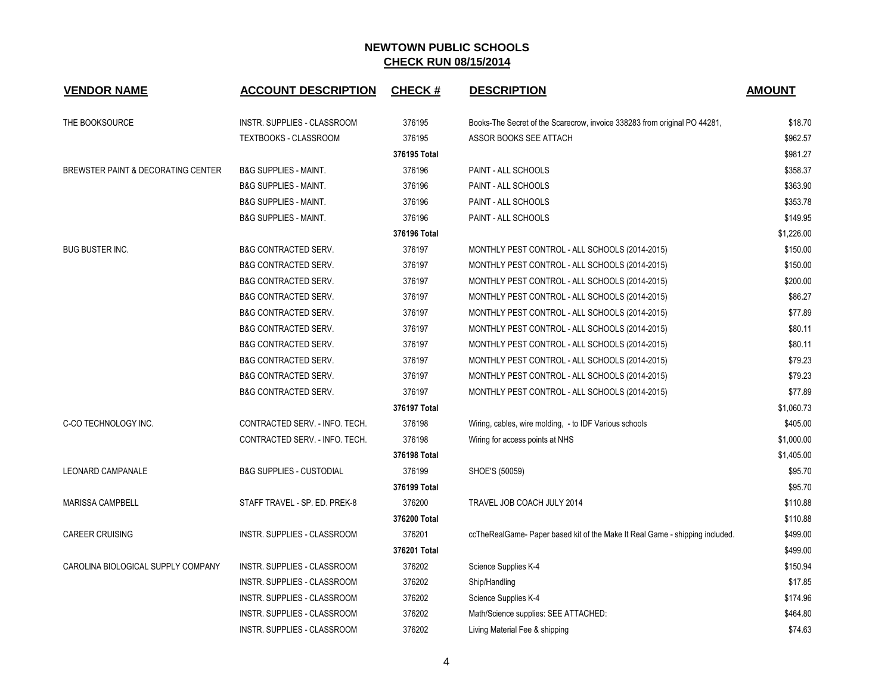## NEWTOWN PUBLIC SCHOOLS
## CHECK RUN 08/15/2014

| VENDOR NAME | ACCOUNT DESCRIPTION | CHECK # | DESCRIPTION | AMOUNT |
|---|---|---|---|---|
| THE BOOKSOURCE | INSTR. SUPPLIES - CLASSROOM | 376195 | Books-The Secret of the Scarecrow, invoice 338283 from original PO 44281, | $18.70 |
| | TEXTBOOKS - CLASSROOM | 376195 | ASSOR BOOKS SEE ATTACH | $962.57 |
| | | 376195 Total | | $981.27 |
| BREWSTER PAINT & DECORATING CENTER | B&G SUPPLIES - MAINT. | 376196 | PAINT - ALL SCHOOLS | $358.37 |
| | B&G SUPPLIES - MAINT. | 376196 | PAINT - ALL SCHOOLS | $363.90 |
| | B&G SUPPLIES - MAINT. | 376196 | PAINT - ALL SCHOOLS | $353.78 |
| | B&G SUPPLIES - MAINT. | 376196 | PAINT - ALL SCHOOLS | $149.95 |
| | | 376196 Total | | $1,226.00 |
| BUG BUSTER INC. | B&G CONTRACTED SERV. | 376197 | MONTHLY PEST CONTROL - ALL SCHOOLS (2014-2015) | $150.00 |
| | B&G CONTRACTED SERV. | 376197 | MONTHLY PEST CONTROL - ALL SCHOOLS (2014-2015) | $150.00 |
| | B&G CONTRACTED SERV. | 376197 | MONTHLY PEST CONTROL - ALL SCHOOLS (2014-2015) | $200.00 |
| | B&G CONTRACTED SERV. | 376197 | MONTHLY PEST CONTROL - ALL SCHOOLS (2014-2015) | $86.27 |
| | B&G CONTRACTED SERV. | 376197 | MONTHLY PEST CONTROL - ALL SCHOOLS (2014-2015) | $77.89 |
| | B&G CONTRACTED SERV. | 376197 | MONTHLY PEST CONTROL - ALL SCHOOLS (2014-2015) | $80.11 |
| | B&G CONTRACTED SERV. | 376197 | MONTHLY PEST CONTROL - ALL SCHOOLS (2014-2015) | $80.11 |
| | B&G CONTRACTED SERV. | 376197 | MONTHLY PEST CONTROL - ALL SCHOOLS (2014-2015) | $79.23 |
| | B&G CONTRACTED SERV. | 376197 | MONTHLY PEST CONTROL - ALL SCHOOLS (2014-2015) | $79.23 |
| | B&G CONTRACTED SERV. | 376197 | MONTHLY PEST CONTROL - ALL SCHOOLS (2014-2015) | $77.89 |
| | | 376197 Total | | $1,060.73 |
| C-CO TECHNOLOGY INC. | CONTRACTED SERV. - INFO. TECH. | 376198 | Wiring, cables, wire molding, - to IDF Various schools | $405.00 |
| | CONTRACTED SERV. - INFO. TECH. | 376198 | Wiring for access points at NHS | $1,000.00 |
| | | 376198 Total | | $1,405.00 |
| LEONARD CAMPANALE | B&G SUPPLIES - CUSTODIAL | 376199 | SHOE'S (50059) | $95.70 |
| | | 376199 Total | | $95.70 |
| MARISSA CAMPBELL | STAFF TRAVEL - SP. ED. PREK-8 | 376200 | TRAVEL JOB COACH JULY 2014 | $110.88 |
| | | 376200 Total | | $110.88 |
| CAREER CRUISING | INSTR. SUPPLIES - CLASSROOM | 376201 | ccTheRealGame- Paper based kit of the Make It Real Game - shipping included. | $499.00 |
| | | 376201 Total | | $499.00 |
| CAROLINA BIOLOGICAL SUPPLY COMPANY | INSTR. SUPPLIES - CLASSROOM | 376202 | Science Supplies K-4 | $150.94 |
| | INSTR. SUPPLIES - CLASSROOM | 376202 | Ship/Handling | $17.85 |
| | INSTR. SUPPLIES - CLASSROOM | 376202 | Science Supplies K-4 | $174.96 |
| | INSTR. SUPPLIES - CLASSROOM | 376202 | Math/Science supplies: SEE ATTACHED: | $464.80 |
| | INSTR. SUPPLIES - CLASSROOM | 376202 | Living Material Fee & shipping | $74.63 |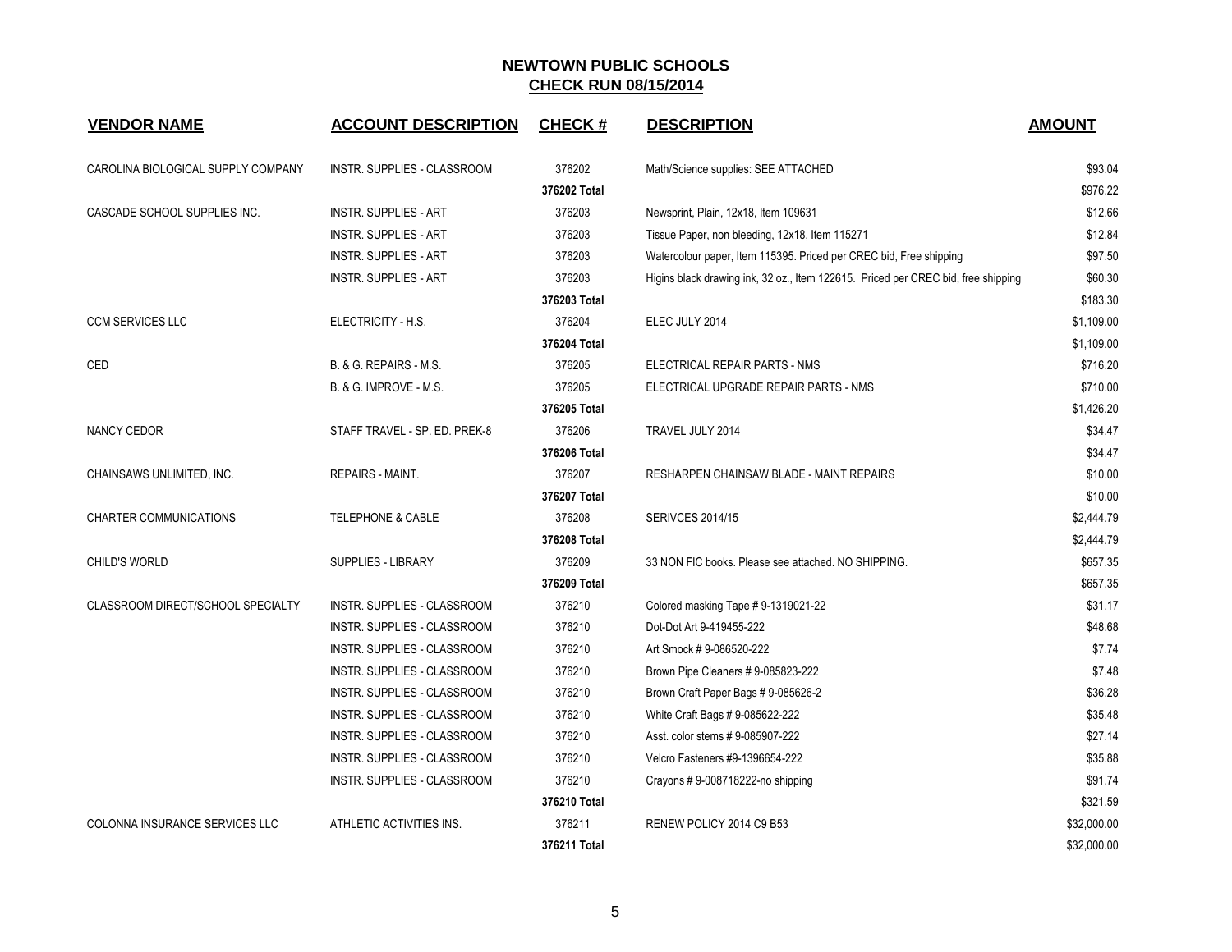# NEWTOWN PUBLIC SCHOOLS

## CHECK RUN 08/15/2014

| VENDOR NAME | ACCOUNT DESCRIPTION | CHECK # | DESCRIPTION | AMOUNT |
|---|---|---|---|---|
| CAROLINA BIOLOGICAL SUPPLY COMPANY | INSTR. SUPPLIES - CLASSROOM | 376202 | Math/Science supplies: SEE ATTACHED | $93.04 |
| | | **376202 Total** | | $976.22 |
| CASCADE SCHOOL SUPPLIES INC. | INSTR. SUPPLIES - ART | 376203 | Newsprint, Plain, 12x18, Item 109631 | $12.66 |
| | INSTR. SUPPLIES - ART | 376203 | Tissue Paper, non bleeding, 12x18, Item 115271 | $12.84 |
| | INSTR. SUPPLIES - ART | 376203 | Watercolour paper, Item 115395. Priced per CREC bid, Free shipping | $97.50 |
| | INSTR. SUPPLIES - ART | 376203 | Higins black drawing ink, 32 oz., Item 122615. Priced per CREC bid, free shipping | $60.30 |
| | | **376203 Total** | | $183.30 |
| CCM SERVICES LLC | ELECTRICITY - H.S. | 376204 | ELEC JULY 2014 | $1,109.00 |
| | | **376204 Total** | | $1,109.00 |
| CED | B. & G. REPAIRS - M.S. | 376205 | ELECTRICAL REPAIR PARTS - NMS | $716.20 |
| | B. & G. IMPROVE - M.S. | 376205 | ELECTRICAL UPGRADE REPAIR PARTS - NMS | $710.00 |
| | | **376205 Total** | | $1,426.20 |
| NANCY CEDOR | STAFF TRAVEL - SP. ED. PREK-8 | 376206 | TRAVEL JULY 2014 | $34.47 |
| | | **376206 Total** | | $34.47 |
| CHAINSAWS UNLIMITED, INC. | REPAIRS - MAINT. | 376207 | RESHARPEN CHAINSAW BLADE - MAINT REPAIRS | $10.00 |
| | | **376207 Total** | | $10.00 |
| CHARTER COMMUNICATIONS | TELEPHONE & CABLE | 376208 | SERIVCES 2014/15 | $2,444.79 |
| | | **376208 Total** | | $2,444.79 |
| CHILD'S WORLD | SUPPLIES - LIBRARY | 376209 | 33 NON FIC books. Please see attached. NO SHIPPING. | $657.35 |
| | | **376209 Total** | | $657.35 |
| CLASSROOM DIRECT/SCHOOL SPECIALTY | INSTR. SUPPLIES - CLASSROOM | 376210 | Colored masking Tape # 9-1319021-22 | $31.17 |
| | INSTR. SUPPLIES - CLASSROOM | 376210 | Dot-Dot Art 9-419455-222 | $48.68 |
| | INSTR. SUPPLIES - CLASSROOM | 376210 | Art Smock # 9-086520-222 | $7.74 |
| | INSTR. SUPPLIES - CLASSROOM | 376210 | Brown Pipe Cleaners # 9-085823-222 | $7.48 |
| | INSTR. SUPPLIES - CLASSROOM | 376210 | Brown Craft Paper Bags # 9-085626-2 | $36.28 |
| | INSTR. SUPPLIES - CLASSROOM | 376210 | White Craft Bags # 9-085622-222 | $35.48 |
| | INSTR. SUPPLIES - CLASSROOM | 376210 | Asst. color stems # 9-085907-222 | $27.14 |
| | INSTR. SUPPLIES - CLASSROOM | 376210 | Velcro Fasteners #9-1396654-222 | $35.88 |
| | INSTR. SUPPLIES - CLASSROOM | 376210 | Crayons # 9-008718222-no shipping | $91.74 |
| | | **376210 Total** | | $321.59 |
| COLONNA INSURANCE SERVICES LLC | ATHLETIC ACTIVITIES INS. | 376211 | RENEW POLICY 2014 C9 B53 | $32,000.00 |
| | | **376211 Total** | | $32,000.00 |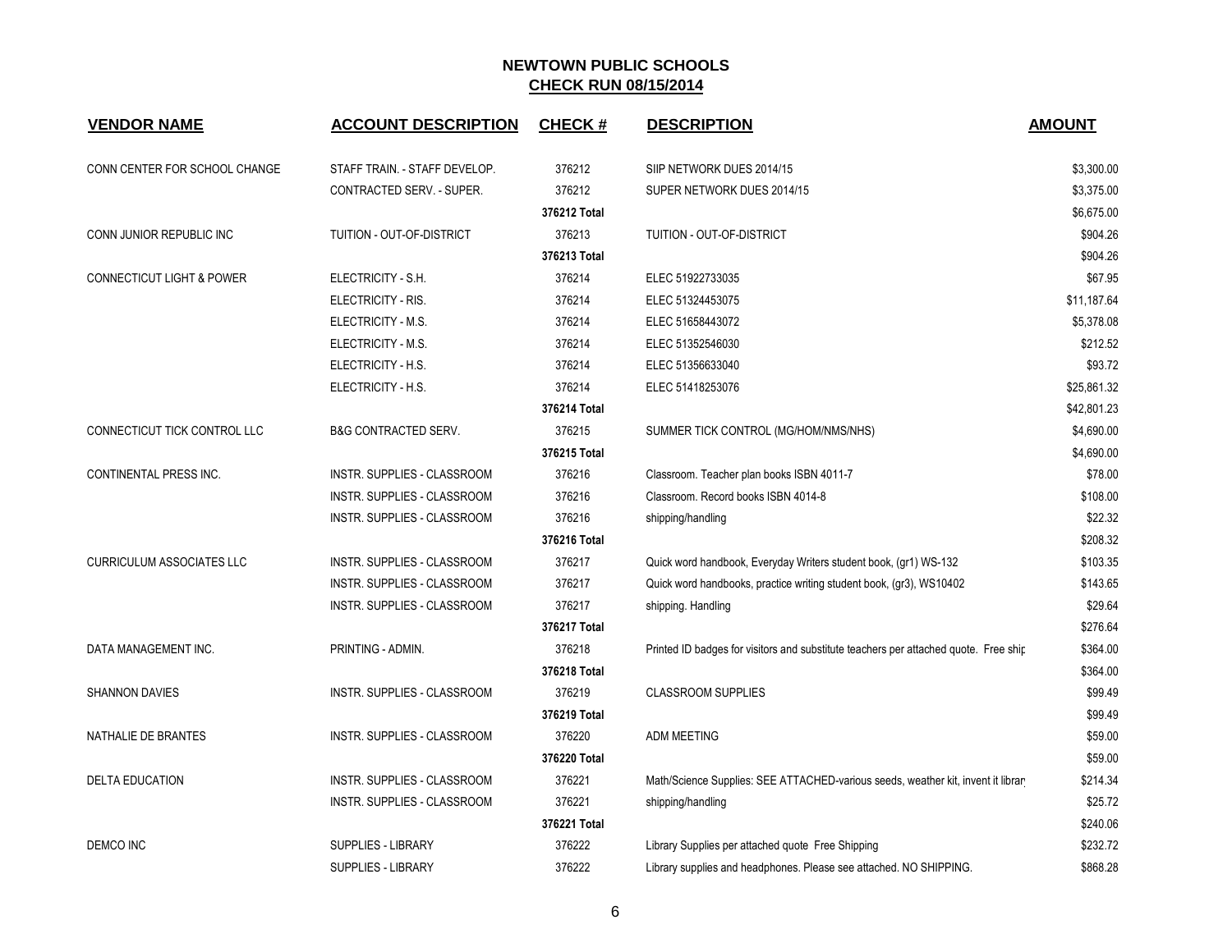# NEWTOWN PUBLIC SCHOOLS

## CHECK RUN 08/15/2014

| VENDOR NAME | ACCOUNT DESCRIPTION | CHECK # | DESCRIPTION | AMOUNT |
|---|---|---|---|---|
| CONN CENTER FOR SCHOOL CHANGE | STAFF TRAIN. - STAFF DEVELOP. | 376212 | SIIP NETWORK DUES 2014/15 | $3,300.00 |
| | CONTRACTED SERV. - SUPER. | 376212 | SUPER NETWORK DUES 2014/15 | $3,375.00 |
| | | 376212 Total | | $6,675.00 |
| CONN JUNIOR REPUBLIC INC | TUITION - OUT-OF-DISTRICT | 376213 | TUITION - OUT-OF-DISTRICT | $904.26 |
| | | 376213 Total | | $904.26 |
| CONNECTICUT LIGHT & POWER | ELECTRICITY - S.H. | 376214 | ELEC 51922733035 | $67.95 |
| | ELECTRICITY - RIS. | 376214 | ELEC 51324453075 | $11,187.64 |
| | ELECTRICITY - M.S. | 376214 | ELEC 51658443072 | $5,378.08 |
| | ELECTRICITY - M.S. | 376214 | ELEC 51352546030 | $212.52 |
| | ELECTRICITY - H.S. | 376214 | ELEC 51356633040 | $93.72 |
| | ELECTRICITY - H.S. | 376214 | ELEC 51418253076 | $25,861.32 |
| | | 376214 Total | | $42,801.23 |
| CONNECTICUT TICK CONTROL LLC | B&G CONTRACTED SERV. | 376215 | SUMMER TICK CONTROL (MG/HOM/NMS/NHS) | $4,690.00 |
| | | 376215 Total | | $4,690.00 |
| CONTINENTAL PRESS INC. | INSTR. SUPPLIES - CLASSROOM | 376216 | Classroom. Teacher plan books ISBN 4011-7 | $78.00 |
| | INSTR. SUPPLIES - CLASSROOM | 376216 | Classroom. Record books ISBN 4014-8 | $108.00 |
| | INSTR. SUPPLIES - CLASSROOM | 376216 | shipping/handling | $22.32 |
| | | 376216 Total | | $208.32 |
| CURRICULUM ASSOCIATES LLC | INSTR. SUPPLIES - CLASSROOM | 376217 | Quick word handbook, Everyday Writers student book, (gr1) WS-132 | $103.35 |
| | INSTR. SUPPLIES - CLASSROOM | 376217 | Quick word handbooks, practice writing student book, (gr3), WS10402 | $143.65 |
| | INSTR. SUPPLIES - CLASSROOM | 376217 | shipping. Handling | $29.64 |
| | | 376217 Total | | $276.64 |
| DATA MANAGEMENT INC. | PRINTING - ADMIN. | 376218 | Printed ID badges for visitors and substitute teachers per attached quote. Free ship | $364.00 |
| | | 376218 Total | | $364.00 |
| SHANNON DAVIES | INSTR. SUPPLIES - CLASSROOM | 376219 | CLASSROOM SUPPLIES | $99.49 |
| | | 376219 Total | | $99.49 |
| NATHALIE DE BRANTES | INSTR. SUPPLIES - CLASSROOM | 376220 | ADM MEETING | $59.00 |
| | | 376220 Total | | $59.00 |
| DELTA EDUCATION | INSTR. SUPPLIES - CLASSROOM | 376221 | Math/Science Supplies: SEE ATTACHED-various seeds, weather kit, invent it librar | $214.34 |
| | INSTR. SUPPLIES - CLASSROOM | 376221 | shipping/handling | $25.72 |
| | | 376221 Total | | $240.06 |
| DEMCO INC | SUPPLIES - LIBRARY | 376222 | Library Supplies per attached quote Free Shipping | $232.72 |
| | SUPPLIES - LIBRARY | 376222 | Library supplies and headphones. Please see attached. NO SHIPPING. | $868.28 |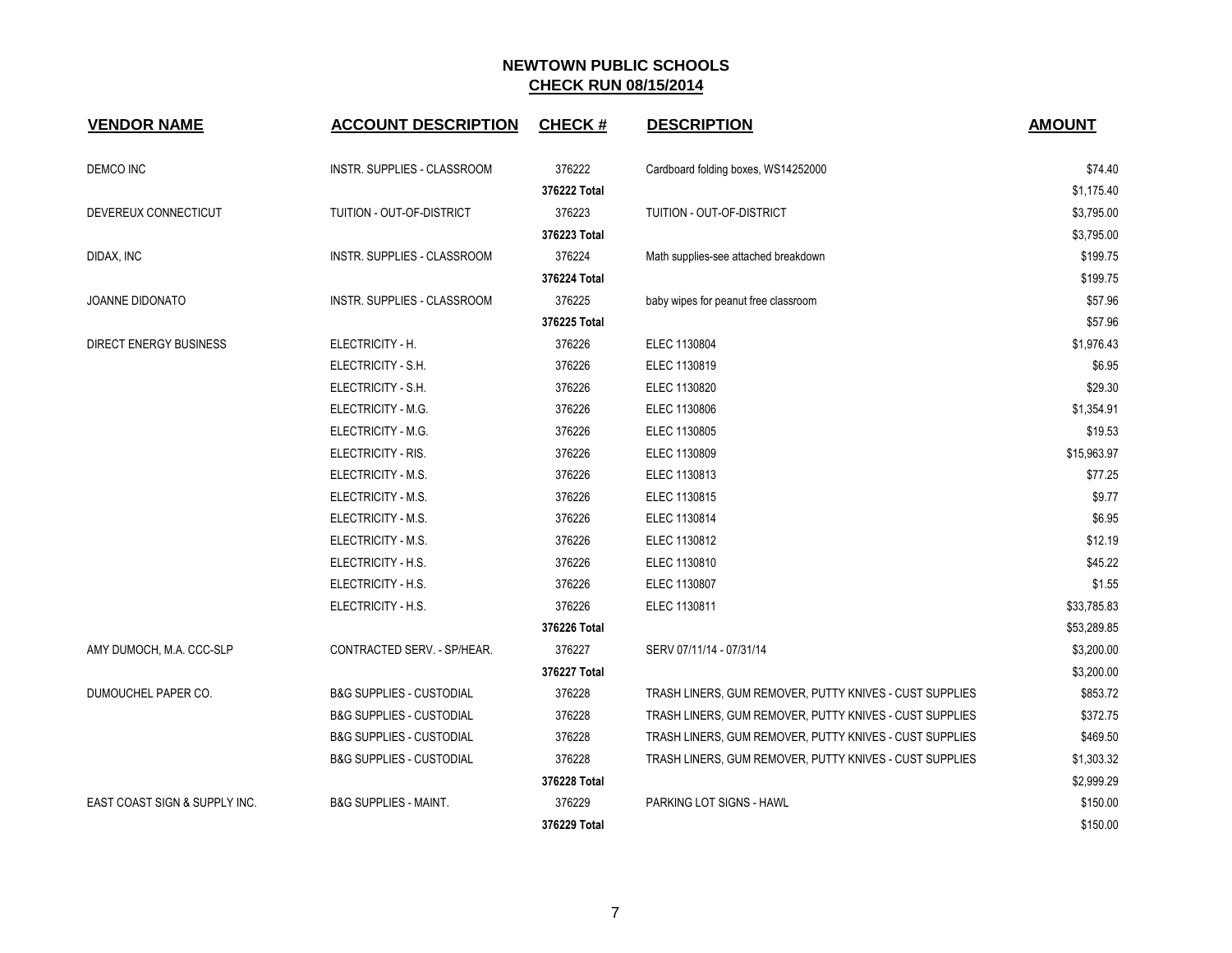# NEWTOWN PUBLIC SCHOOLS

## CHECK RUN 08/15/2014

| VENDOR NAME | ACCOUNT DESCRIPTION | CHECK # | DESCRIPTION | AMOUNT |
|---|---|---|---|---|
| DEMCO INC | INSTR. SUPPLIES - CLASSROOM | 376222 | Cardboard folding boxes, WS14252000 | $74.40 |
| | | 376222 Total | | $1,175.40 |
| DEVEREUX CONNECTICUT | TUITION - OUT-OF-DISTRICT | 376223 | TUITION - OUT-OF-DISTRICT | $3,795.00 |
| | | 376223 Total | | $3,795.00 |
| DIDAX, INC | INSTR. SUPPLIES - CLASSROOM | 376224 | Math supplies-see attached breakdown | $199.75 |
| | | 376224 Total | | $199.75 |
| JOANNE DIDONATO | INSTR. SUPPLIES - CLASSROOM | 376225 | baby wipes for peanut free classroom | $57.96 |
| | | 376225 Total | | $57.96 |
| DIRECT ENERGY BUSINESS | ELECTRICITY - H. | 376226 | ELEC 1130804 | $1,976.43 |
| | ELECTRICITY - S.H. | 376226 | ELEC 1130819 | $6.95 |
| | ELECTRICITY - S.H. | 376226 | ELEC 1130820 | $29.30 |
| | ELECTRICITY - M.G. | 376226 | ELEC 1130806 | $1,354.91 |
| | ELECTRICITY - M.G. | 376226 | ELEC 1130805 | $19.53 |
| | ELECTRICITY - RIS. | 376226 | ELEC 1130809 | $15,963.97 |
| | ELECTRICITY - M.S. | 376226 | ELEC 1130813 | $77.25 |
| | ELECTRICITY - M.S. | 376226 | ELEC 1130815 | $9.77 |
| | ELECTRICITY - M.S. | 376226 | ELEC 1130814 | $6.95 |
| | ELECTRICITY - M.S. | 376226 | ELEC 1130812 | $12.19 |
| | ELECTRICITY - H.S. | 376226 | ELEC 1130810 | $45.22 |
| | ELECTRICITY - H.S. | 376226 | ELEC 1130807 | $1.55 |
| | ELECTRICITY - H.S. | 376226 | ELEC 1130811 | $33,785.83 |
| | | 376226 Total | | $53,289.85 |
| AMY DUMOCH, M.A. CCC-SLP | CONTRACTED SERV. - SP/HEAR. | 376227 | SERV 07/11/14 - 07/31/14 | $3,200.00 |
| | | 376227 Total | | $3,200.00 |
| DUMOUCHEL PAPER CO. | B&G SUPPLIES - CUSTODIAL | 376228 | TRASH LINERS, GUM REMOVER, PUTTY KNIVES - CUST SUPPLIES | $853.72 |
| | B&G SUPPLIES - CUSTODIAL | 376228 | TRASH LINERS, GUM REMOVER, PUTTY KNIVES - CUST SUPPLIES | $372.75 |
| | B&G SUPPLIES - CUSTODIAL | 376228 | TRASH LINERS, GUM REMOVER, PUTTY KNIVES - CUST SUPPLIES | $469.50 |
| | B&G SUPPLIES - CUSTODIAL | 376228 | TRASH LINERS, GUM REMOVER, PUTTY KNIVES - CUST SUPPLIES | $1,303.32 |
| | | 376228 Total | | $2,999.29 |
| EAST COAST SIGN & SUPPLY INC. | B&G SUPPLIES - MAINT. | 376229 | PARKING LOT SIGNS - HAWL | $150.00 |
| | | 376229 Total | | $150.00 |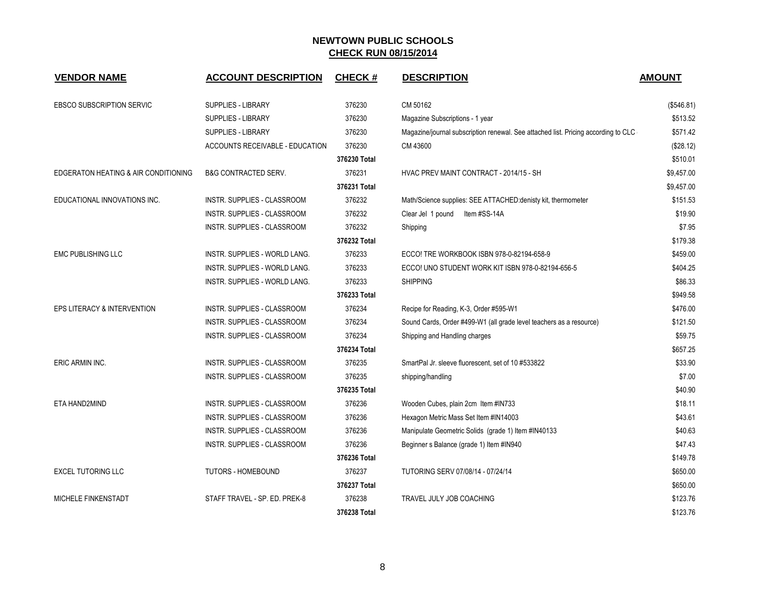# NEWTOWN PUBLIC SCHOOLS

## CHECK RUN 08/15/2014

| VENDOR NAME | ACCOUNT DESCRIPTION | CHECK # | DESCRIPTION | AMOUNT |
|---|---|---|---|---|
| EBSCO SUBSCRIPTION SERVIC | SUPPLIES - LIBRARY | 376230 | CM 50162 | ($546.81) |
| | SUPPLIES - LIBRARY | 376230 | Magazine Subscriptions - 1 year | $513.52 |
| | SUPPLIES - LIBRARY | 376230 | Magazine/journal subscription renewal. See attached list. Pricing according to CLC | $571.42 |
| | ACCOUNTS RECEIVABLE - EDUCATION | 376230 | CM 43600 | ($28.12) |
| | | **376230 Total** | | $510.01 |
| EDGERATON HEATING & AIR CONDITIONING | B&G CONTRACTED SERV. | 376231 | HVAC PREV MAINT CONTRACT - 2014/15 - SH | $9,457.00 |
| | | **376231 Total** | | $9,457.00 |
| EDUCATIONAL INNOVATIONS INC. | INSTR. SUPPLIES - CLASSROOM | 376232 | Math/Science supplies: SEE ATTACHED:denisty kit, thermometer | $151.53 |
| | INSTR. SUPPLIES - CLASSROOM | 376232 | Clear Jel 1 pound Item #SS-14A | $19.90 |
| | INSTR. SUPPLIES - CLASSROOM | 376232 | Shipping | $7.95 |
| | | **376232 Total** | | $179.38 |
| EMC PUBLISHING LLC | INSTR. SUPPLIES - WORLD LANG. | 376233 | ECCO! TRE WORKBOOK ISBN 978-0-82194-658-9 | $459.00 |
| | INSTR. SUPPLIES - WORLD LANG. | 376233 | ECCO! UNO STUDENT WORK KIT ISBN 978-0-82194-656-5 | $404.25 |
| | INSTR. SUPPLIES - WORLD LANG. | 376233 | SHIPPING | $86.33 |
| | | **376233 Total** | | $949.58 |
| EPS LITERACY & INTERVENTION | INSTR. SUPPLIES - CLASSROOM | 376234 | Recipe for Reading, K-3, Order #595-W1 | $476.00 |
| | INSTR. SUPPLIES - CLASSROOM | 376234 | Sound Cards, Order #499-W1 (all grade level teachers as a resource) | $121.50 |
| | INSTR. SUPPLIES - CLASSROOM | 376234 | Shipping and Handling charges | $59.75 |
| | | **376234 Total** | | $657.25 |
| ERIC ARMIN INC. | INSTR. SUPPLIES - CLASSROOM | 376235 | SmartPal Jr. sleeve fluorescent, set of 10 #533822 | $33.90 |
| | INSTR. SUPPLIES - CLASSROOM | 376235 | shipping/handling | $7.00 |
| | | **376235 Total** | | $40.90 |
| ETA HAND2MIND | INSTR. SUPPLIES - CLASSROOM | 376236 | Wooden Cubes, plain 2cm Item #IN733 | $18.11 |
| | INSTR. SUPPLIES - CLASSROOM | 376236 | Hexagon Metric Mass Set Item #IN14003 | $43.61 |
| | INSTR. SUPPLIES - CLASSROOM | 376236 | Manipulate Geometric Solids (grade 1) Item #IN40133 | $40.63 |
| | INSTR. SUPPLIES - CLASSROOM | 376236 | Beginner s Balance (grade 1) Item #IN940 | $47.43 |
| | | **376236 Total** | | $149.78 |
| EXCEL TUTORING LLC | TUTORS - HOMEBOUND | 376237 | TUTORING SERV 07/08/14 - 07/24/14 | $650.00 |
| | | **376237 Total** | | $650.00 |
| MICHELE FINKENSTADT | STAFF TRAVEL - SP. ED. PREK-8 | 376238 | TRAVEL JULY JOB COACHING | $123.76 |
| | | **376238 Total** | | $123.76 |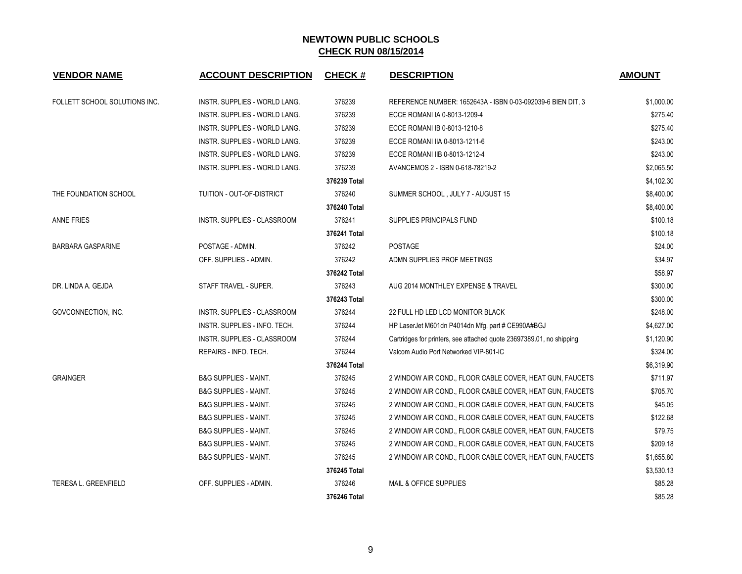## NEWTOWN PUBLIC SCHOOLS
## CHECK RUN 08/15/2014

| VENDOR NAME | ACCOUNT DESCRIPTION | CHECK # | DESCRIPTION | AMOUNT |
|---|---|---|---|---|
| FOLLETT SCHOOL SOLUTIONS INC. | INSTR. SUPPLIES - WORLD LANG. | 376239 | REFERENCE NUMBER: 1652643A - ISBN 0-03-092039-6 BIEN DIT, 3 | $1,000.00 |
| | INSTR. SUPPLIES - WORLD LANG. | 376239 | ECCE ROMANI IA 0-8013-1209-4 | $275.40 |
| | INSTR. SUPPLIES - WORLD LANG. | 376239 | ECCE ROMANI IB 0-8013-1210-8 | $275.40 |
| | INSTR. SUPPLIES - WORLD LANG. | 376239 | ECCE ROMANI IIA 0-8013-1211-6 | $243.00 |
| | INSTR. SUPPLIES - WORLD LANG. | 376239 | ECCE ROMANI IIB 0-8013-1212-4 | $243.00 |
| | INSTR. SUPPLIES - WORLD LANG. | 376239 | AVANCEMOS 2 - ISBN 0-618-78219-2 | $2,065.50 |
| | | **376239 Total** | | $4,102.30 |
| THE FOUNDATION SCHOOL | TUITION - OUT-OF-DISTRICT | 376240 | SUMMER SCHOOL , JULY 7 - AUGUST 15 | $8,400.00 |
| | | **376240 Total** | | $8,400.00 |
| ANNE FRIES | INSTR. SUPPLIES - CLASSROOM | 376241 | SUPPLIES PRINCIPALS FUND | $100.18 |
| | | **376241 Total** | | $100.18 |
| BARBARA GASPARINE | POSTAGE - ADMIN. | 376242 | POSTAGE | $24.00 |
| | OFF. SUPPLIES - ADMIN. | 376242 | ADMN SUPPLIES PROF MEETINGS | $34.97 |
| | | **376242 Total** | | $58.97 |
| DR. LINDA A. GEJDA | STAFF TRAVEL - SUPER. | 376243 | AUG 2014 MONTHLEY EXPENSE & TRAVEL | $300.00 |
| | | **376243 Total** | | $300.00 |
| GOVCONNECTION, INC. | INSTR. SUPPLIES - CLASSROOM | 376244 | 22 FULL HD LED LCD MONITOR BLACK | $248.00 |
| | INSTR. SUPPLIES - INFO. TECH. | 376244 | HP LaserJet M601dn P4014dn Mfg. part # CE990A#BGJ | $4,627.00 |
| | INSTR. SUPPLIES - CLASSROOM | 376244 | Cartridges for printers, see attached quote 23697389.01, no shipping | $1,120.90 |
| | REPAIRS - INFO. TECH. | 376244 | Valcom Audio Port Networked VIP-801-IC | $324.00 |
| | | **376244 Total** | | $6,319.90 |
| GRAINGER | B&G SUPPLIES - MAINT. | 376245 | 2 WINDOW AIR COND., FLOOR CABLE COVER, HEAT GUN, FAUCETS | $711.97 |
| | B&G SUPPLIES - MAINT. | 376245 | 2 WINDOW AIR COND., FLOOR CABLE COVER, HEAT GUN, FAUCETS | $705.70 |
| | B&G SUPPLIES - MAINT. | 376245 | 2 WINDOW AIR COND., FLOOR CABLE COVER, HEAT GUN, FAUCETS | $45.05 |
| | B&G SUPPLIES - MAINT. | 376245 | 2 WINDOW AIR COND., FLOOR CABLE COVER, HEAT GUN, FAUCETS | $122.68 |
| | B&G SUPPLIES - MAINT. | 376245 | 2 WINDOW AIR COND., FLOOR CABLE COVER, HEAT GUN, FAUCETS | $79.75 |
| | B&G SUPPLIES - MAINT. | 376245 | 2 WINDOW AIR COND., FLOOR CABLE COVER, HEAT GUN, FAUCETS | $209.18 |
| | B&G SUPPLIES - MAINT. | 376245 | 2 WINDOW AIR COND., FLOOR CABLE COVER, HEAT GUN, FAUCETS | $1,655.80 |
| | | **376245 Total** | | $3,530.13 |
| TERESA L. GREENFIELD | OFF. SUPPLIES - ADMIN. | 376246 | MAIL & OFFICE SUPPLIES | $85.28 |
| | | **376246 Total** | | $85.28 |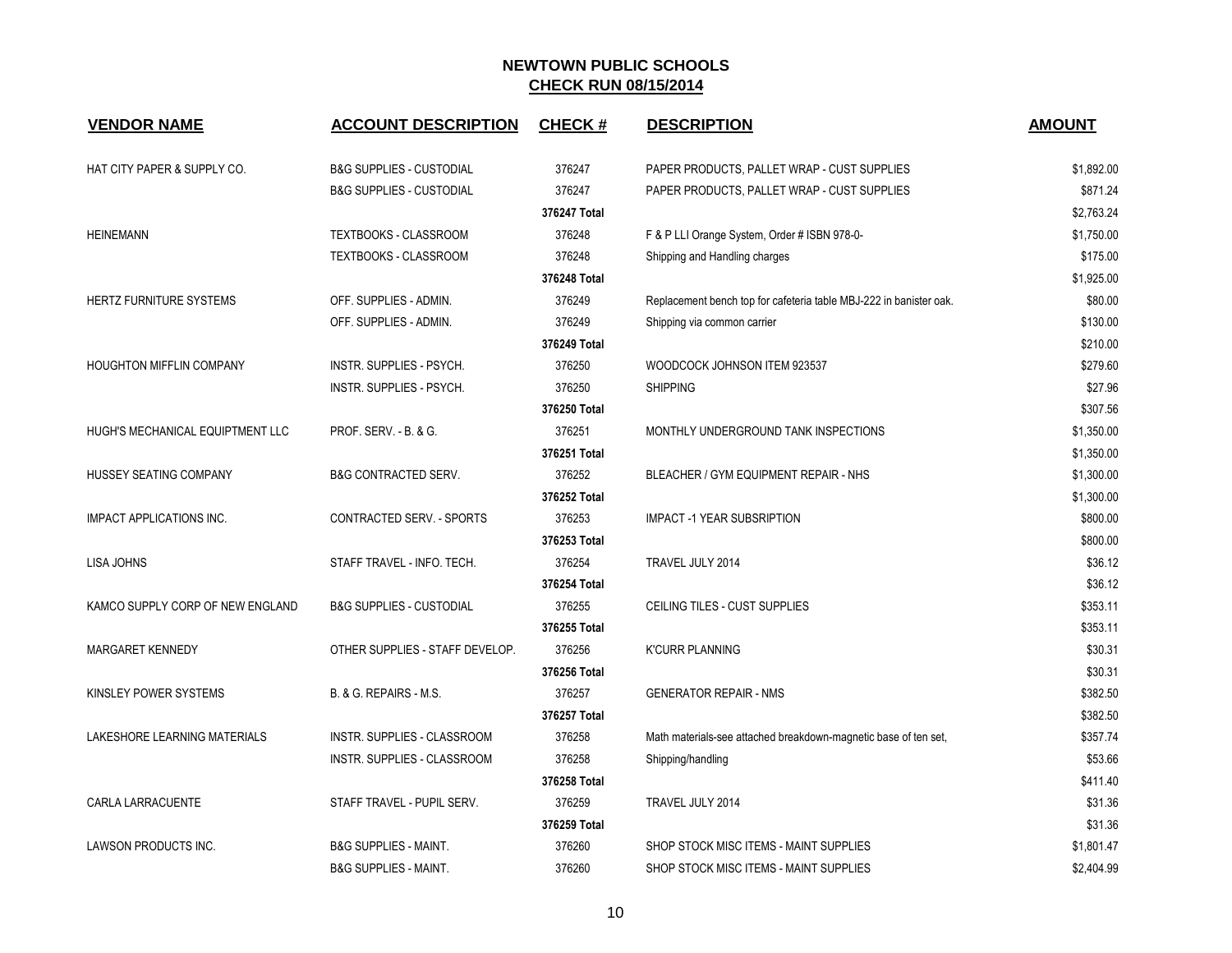# NEWTOWN PUBLIC SCHOOLS

## CHECK RUN 08/15/2014

| VENDOR NAME | ACCOUNT DESCRIPTION | CHECK # | DESCRIPTION | AMOUNT |
|---|---|---|---|---|
| HAT CITY PAPER & SUPPLY CO. | B&G SUPPLIES - CUSTODIAL | 376247 | PAPER PRODUCTS, PALLET WRAP - CUST SUPPLIES | $1,892.00 |
| | B&G SUPPLIES - CUSTODIAL | 376247 | PAPER PRODUCTS, PALLET WRAP - CUST SUPPLIES | $871.24 |
| | | 376247 Total | | $2,763.24 |
| HEINEMANN | TEXTBOOKS - CLASSROOM | 376248 | F & P LLI Orange System, Order # ISBN 978-0- | $1,750.00 |
| | TEXTBOOKS - CLASSROOM | 376248 | Shipping and Handling charges | $175.00 |
| | | 376248 Total | | $1,925.00 |
| HERTZ FURNITURE SYSTEMS | OFF. SUPPLIES - ADMIN. | 376249 | Replacement bench top for cafeteria table MBJ-222 in banister oak. | $80.00 |
| | OFF. SUPPLIES - ADMIN. | 376249 | Shipping via common carrier | $130.00 |
| | | 376249 Total | | $210.00 |
| HOUGHTON MIFFLIN COMPANY | INSTR. SUPPLIES - PSYCH. | 376250 | WOODCOCK JOHNSON ITEM 923537 | $279.60 |
| | INSTR. SUPPLIES - PSYCH. | 376250 | SHIPPING | $27.96 |
| | | 376250 Total | | $307.56 |
| HUGH'S MECHANICAL EQUIPTMENT LLC | PROF. SERV. - B. & G. | 376251 | MONTHLY UNDERGROUND TANK INSPECTIONS | $1,350.00 |
| | | 376251 Total | | $1,350.00 |
| HUSSEY SEATING COMPANY | B&G CONTRACTED SERV. | 376252 | BLEACHER / GYM EQUIPMENT REPAIR - NHS | $1,300.00 |
| | | 376252 Total | | $1,300.00 |
| IMPACT APPLICATIONS INC. | CONTRACTED SERV. - SPORTS | 376253 | IMPACT -1 YEAR SUBSRIPTION | $800.00 |
| | | 376253 Total | | $800.00 |
| LISA JOHNS | STAFF TRAVEL - INFO. TECH. | 376254 | TRAVEL JULY 2014 | $36.12 |
| | | 376254 Total | | $36.12 |
| KAMCO SUPPLY CORP OF NEW ENGLAND | B&G SUPPLIES - CUSTODIAL | 376255 | CEILING TILES - CUST SUPPLIES | $353.11 |
| | | 376255 Total | | $353.11 |
| MARGARET KENNEDY | OTHER SUPPLIES - STAFF DEVELOP. | 376256 | K'CURR PLANNING | $30.31 |
| | | 376256 Total | | $30.31 |
| KINSLEY POWER SYSTEMS | B. & G. REPAIRS - M.S. | 376257 | GENERATOR REPAIR - NMS | $382.50 |
| | | 376257 Total | | $382.50 |
| LAKESHORE LEARNING MATERIALS | INSTR. SUPPLIES - CLASSROOM | 376258 | Math materials-see attached breakdown-magnetic base of ten set, | $357.74 |
| | INSTR. SUPPLIES - CLASSROOM | 376258 | Shipping/handling | $53.66 |
| | | 376258 Total | | $411.40 |
| CARLA LARRACUENTE | STAFF TRAVEL - PUPIL SERV. | 376259 | TRAVEL JULY 2014 | $31.36 |
| | | 376259 Total | | $31.36 |
| LAWSON PRODUCTS INC. | B&G SUPPLIES - MAINT. | 376260 | SHOP STOCK MISC ITEMS - MAINT SUPPLIES | $1,801.47 |
| | B&G SUPPLIES - MAINT. | 376260 | SHOP STOCK MISC ITEMS - MAINT SUPPLIES | $2,404.99 |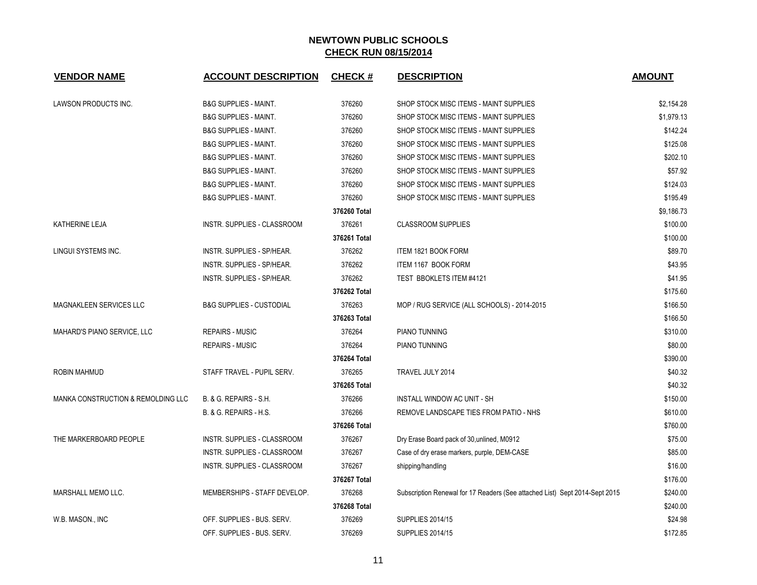## NEWTOWN PUBLIC SCHOOLS
## CHECK RUN 08/15/2014

| VENDOR NAME | ACCOUNT DESCRIPTION | CHECK # | DESCRIPTION | AMOUNT |
|---|---|---|---|---|
| LAWSON PRODUCTS INC. | B&G SUPPLIES - MAINT. | 376260 | SHOP STOCK MISC ITEMS - MAINT SUPPLIES | $2,154.28 |
| | B&G SUPPLIES - MAINT. | 376260 | SHOP STOCK MISC ITEMS - MAINT SUPPLIES | $1,979.13 |
| | B&G SUPPLIES - MAINT. | 376260 | SHOP STOCK MISC ITEMS - MAINT SUPPLIES | $142.24 |
| | B&G SUPPLIES - MAINT. | 376260 | SHOP STOCK MISC ITEMS - MAINT SUPPLIES | $125.08 |
| | B&G SUPPLIES - MAINT. | 376260 | SHOP STOCK MISC ITEMS - MAINT SUPPLIES | $202.10 |
| | B&G SUPPLIES - MAINT. | 376260 | SHOP STOCK MISC ITEMS - MAINT SUPPLIES | $57.92 |
| | B&G SUPPLIES - MAINT. | 376260 | SHOP STOCK MISC ITEMS - MAINT SUPPLIES | $124.03 |
| | B&G SUPPLIES - MAINT. | 376260 | SHOP STOCK MISC ITEMS - MAINT SUPPLIES | $195.49 |
| | | **376260 Total** | | $9,186.73 |
| KATHERINE LEJA | INSTR. SUPPLIES - CLASSROOM | 376261 | CLASSROOM SUPPLIES | $100.00 |
| | | **376261 Total** | | $100.00 |
| LINGUI SYSTEMS INC. | INSTR. SUPPLIES - SP/HEAR. | 376262 | ITEM 1821 BOOK FORM | $89.70 |
| | INSTR. SUPPLIES - SP/HEAR. | 376262 | ITEM 1167 BOOK FORM | $43.95 |
| | INSTR. SUPPLIES - SP/HEAR. | 376262 | TEST BBOKLETS ITEM #4121 | $41.95 |
| | | **376262 Total** | | $175.60 |
| MAGNAKLEEN SERVICES LLC | B&G SUPPLIES - CUSTODIAL | 376263 | MOP / RUG SERVICE (ALL SCHOOLS) - 2014-2015 | $166.50 |
| | | **376263 Total** | | $166.50 |
| MAHARD'S PIANO SERVICE, LLC | REPAIRS - MUSIC | 376264 | PIANO TUNNING | $310.00 |
| | REPAIRS - MUSIC | 376264 | PIANO TUNNING | $80.00 |
| | | **376264 Total** | | $390.00 |
| ROBIN MAHMUD | STAFF TRAVEL - PUPIL SERV. | 376265 | TRAVEL JULY 2014 | $40.32 |
| | | **376265 Total** | | $40.32 |
| MANKA CONSTRUCTION & REMOLDING LLC | B. & G. REPAIRS - S.H. | 376266 | INSTALL WINDOW AC UNIT - SH | $150.00 |
| | B. & G. REPAIRS - H.S. | 376266 | REMOVE LANDSCAPE TIES FROM PATIO - NHS | $610.00 |
| | | **376266 Total** | | $760.00 |
| THE MARKERBOARD PEOPLE | INSTR. SUPPLIES - CLASSROOM | 376267 | Dry Erase Board pack of 30,unlined, M0912 | $75.00 |
| | INSTR. SUPPLIES - CLASSROOM | 376267 | Case of dry erase markers, purple, DEM-CASE | $85.00 |
| | INSTR. SUPPLIES - CLASSROOM | 376267 | shipping/handling | $16.00 |
| | | **376267 Total** | | $176.00 |
| MARSHALL MEMO LLC. | MEMBERSHIPS - STAFF DEVELOP. | 376268 | Subscription Renewal for 17 Readers (See attached List) Sept 2014-Sept 2015 | $240.00 |
| | | **376268 Total** | | $240.00 |
| W.B. MASON., INC | OFF. SUPPLIES - BUS. SERV. | 376269 | SUPPLIES 2014/15 | $24.98 |
| | OFF. SUPPLIES - BUS. SERV. | 376269 | SUPPLIES 2014/15 | $172.85 |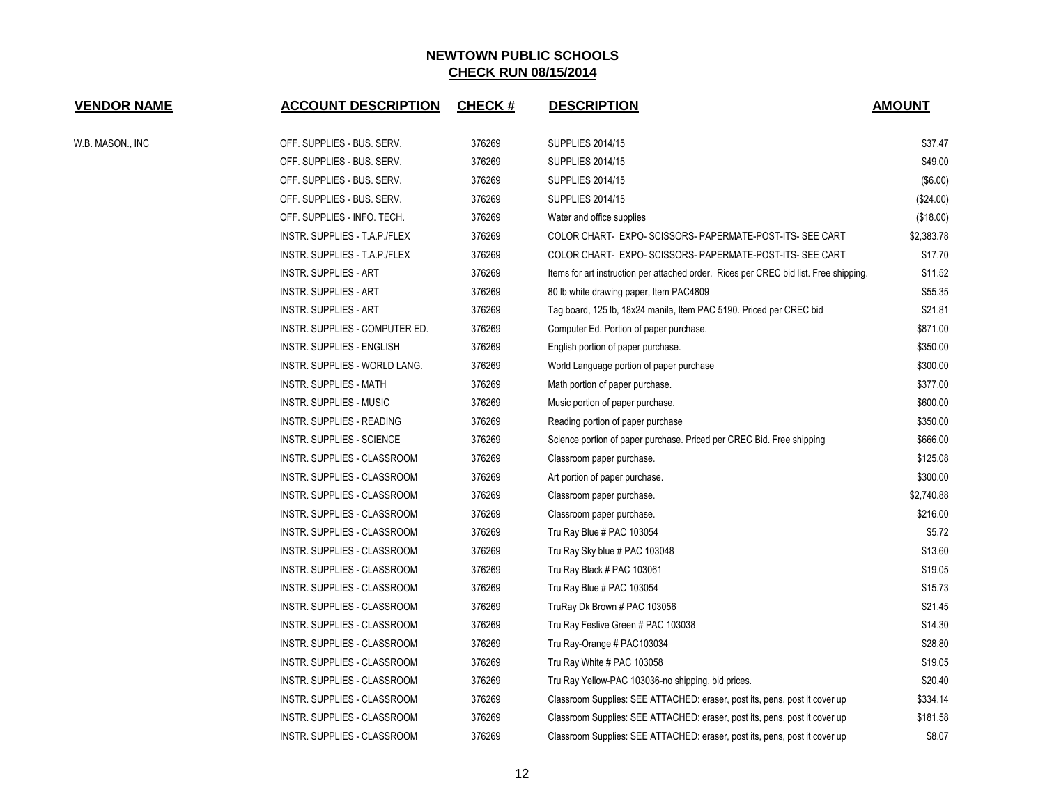# NEWTOWN PUBLIC SCHOOLS

## CHECK RUN 08/15/2014

| VENDOR NAME | ACCOUNT DESCRIPTION | CHECK # | DESCRIPTION | AMOUNT |
|---|---|---|---|---|
| W.B. MASON., INC | OFF. SUPPLIES - BUS. SERV. | 376269 | SUPPLIES 2014/15 | $37.47 |
| | OFF. SUPPLIES - BUS. SERV. | 376269 | SUPPLIES 2014/15 | $49.00 |
| | OFF. SUPPLIES - BUS. SERV. | 376269 | SUPPLIES 2014/15 | ($6.00) |
| | OFF. SUPPLIES - BUS. SERV. | 376269 | SUPPLIES 2014/15 | ($24.00) |
| | OFF. SUPPLIES - INFO. TECH. | 376269 | Water and office supplies | ($18.00) |
| | INSTR. SUPPLIES - T.A.P./FLEX | 376269 | COLOR CHART- EXPO- SCISSORS- PAPERMATE-POST-ITS- SEE CART | $2,383.78 |
| | INSTR. SUPPLIES - T.A.P./FLEX | 376269 | COLOR CHART- EXPO- SCISSORS- PAPERMATE-POST-ITS- SEE CART | $17.70 |
| | INSTR. SUPPLIES - ART | 376269 | Items for art instruction per attached order. Rices per CREC bid list. Free shipping. | $11.52 |
| | INSTR. SUPPLIES - ART | 376269 | 80 lb white drawing paper, Item PAC4809 | $55.35 |
| | INSTR. SUPPLIES - ART | 376269 | Tag board, 125 lb, 18x24 manila, Item PAC 5190. Priced per CREC bid | $21.81 |
| | INSTR. SUPPLIES - COMPUTER ED. | 376269 | Computer Ed. Portion of paper purchase. | $871.00 |
| | INSTR. SUPPLIES - ENGLISH | 376269 | English portion of paper purchase. | $350.00 |
| | INSTR. SUPPLIES - WORLD LANG. | 376269 | World Language portion of paper purchase | $300.00 |
| | INSTR. SUPPLIES - MATH | 376269 | Math portion of paper purchase. | $377.00 |
| | INSTR. SUPPLIES - MUSIC | 376269 | Music portion of paper purchase. | $600.00 |
| | INSTR. SUPPLIES - READING | 376269 | Reading portion of paper purchase | $350.00 |
| | INSTR. SUPPLIES - SCIENCE | 376269 | Science portion of paper purchase. Priced per CREC Bid. Free shipping | $666.00 |
| | INSTR. SUPPLIES - CLASSROOM | 376269 | Classroom paper purchase. | $125.08 |
| | INSTR. SUPPLIES - CLASSROOM | 376269 | Art portion of paper purchase. | $300.00 |
| | INSTR. SUPPLIES - CLASSROOM | 376269 | Classroom paper purchase. | $2,740.88 |
| | INSTR. SUPPLIES - CLASSROOM | 376269 | Classroom paper purchase. | $216.00 |
| | INSTR. SUPPLIES - CLASSROOM | 376269 | Tru Ray Blue # PAC 103054 | $5.72 |
| | INSTR. SUPPLIES - CLASSROOM | 376269 | Tru Ray Sky blue # PAC 103048 | $13.60 |
| | INSTR. SUPPLIES - CLASSROOM | 376269 | Tru Ray Black # PAC 103061 | $19.05 |
| | INSTR. SUPPLIES - CLASSROOM | 376269 | Tru Ray Blue # PAC 103054 | $15.73 |
| | INSTR. SUPPLIES - CLASSROOM | 376269 | TruRay Dk Brown # PAC 103056 | $21.45 |
| | INSTR. SUPPLIES - CLASSROOM | 376269 | Tru Ray Festive Green # PAC 103038 | $14.30 |
| | INSTR. SUPPLIES - CLASSROOM | 376269 | Tru Ray-Orange # PAC103034 | $28.80 |
| | INSTR. SUPPLIES - CLASSROOM | 376269 | Tru Ray White # PAC 103058 | $19.05 |
| | INSTR. SUPPLIES - CLASSROOM | 376269 | Tru Ray Yellow-PAC 103036-no shipping, bid prices. | $20.40 |
| | INSTR. SUPPLIES - CLASSROOM | 376269 | Classroom Supplies: SEE ATTACHED: eraser, post its, pens, post it cover up | $334.14 |
| | INSTR. SUPPLIES - CLASSROOM | 376269 | Classroom Supplies: SEE ATTACHED: eraser, post its, pens, post it cover up | $181.58 |
| | INSTR. SUPPLIES - CLASSROOM | 376269 | Classroom Supplies: SEE ATTACHED: eraser, post its, pens, post it cover up | $8.07 |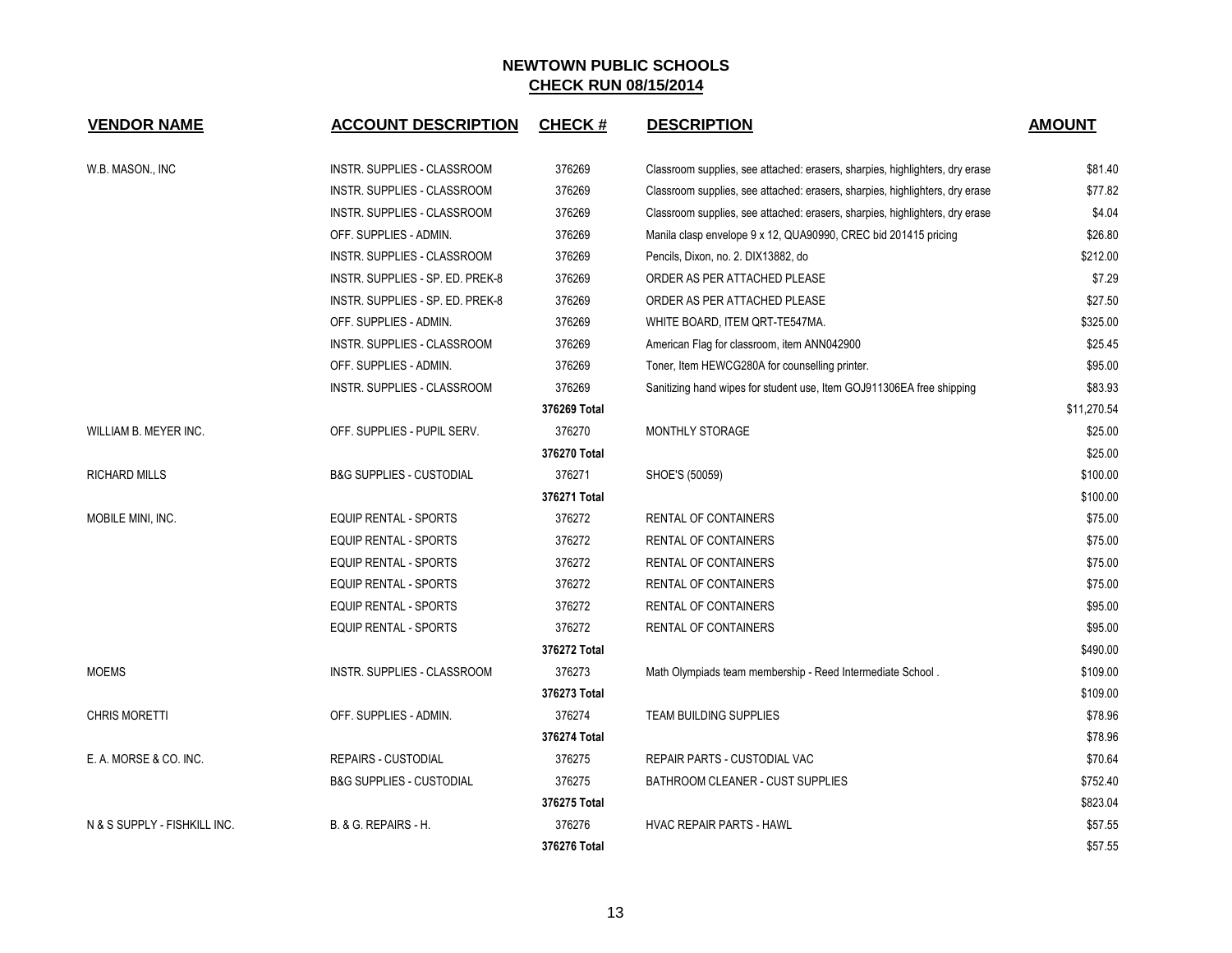## NEWTOWN PUBLIC SCHOOLS
## CHECK RUN 08/15/2014

| VENDOR NAME | ACCOUNT DESCRIPTION | CHECK # | DESCRIPTION | AMOUNT |
|---|---|---|---|---|
| W.B. MASON., INC | INSTR. SUPPLIES - CLASSROOM | 376269 | Classroom supplies, see attached: erasers, sharpies, highlighters, dry erase | $81.40 |
| | INSTR. SUPPLIES - CLASSROOM | 376269 | Classroom supplies, see attached: erasers, sharpies, highlighters, dry erase | $77.82 |
| | INSTR. SUPPLIES - CLASSROOM | 376269 | Classroom supplies, see attached: erasers, sharpies, highlighters, dry erase | $4.04 |
| | OFF. SUPPLIES - ADMIN. | 376269 | Manila clasp envelope 9 x 12, QUA90990, CREC bid 201415 pricing | $26.80 |
| | INSTR. SUPPLIES - CLASSROOM | 376269 | Pencils, Dixon, no. 2. DIX13882, do | $212.00 |
| | INSTR. SUPPLIES - SP. ED. PREK-8 | 376269 | ORDER AS PER ATTACHED PLEASE | $7.29 |
| | INSTR. SUPPLIES - SP. ED. PREK-8 | 376269 | ORDER AS PER ATTACHED PLEASE | $27.50 |
| | OFF. SUPPLIES - ADMIN. | 376269 | WHITE BOARD, ITEM QRT-TE547MA. | $325.00 |
| | INSTR. SUPPLIES - CLASSROOM | 376269 | American Flag for classroom, item ANN042900 | $25.45 |
| | OFF. SUPPLIES - ADMIN. | 376269 | Toner, Item HEWCG280A for counselling printer. | $95.00 |
| | INSTR. SUPPLIES - CLASSROOM | 376269 | Sanitizing hand wipes for student use, Item GOJ911306EA free shipping | $83.93 |
| | | **376269 Total** | | $11,270.54 |
| WILLIAM B. MEYER INC. | OFF. SUPPLIES - PUPIL SERV. | 376270 | MONTHLY STORAGE | $25.00 |
| | | **376270 Total** | | $25.00 |
| RICHARD MILLS | B&G SUPPLIES - CUSTODIAL | 376271 | SHOE'S (50059) | $100.00 |
| | | **376271 Total** | | $100.00 |
| MOBILE MINI, INC. | EQUIP RENTAL - SPORTS | 376272 | RENTAL OF CONTAINERS | $75.00 |
| | EQUIP RENTAL - SPORTS | 376272 | RENTAL OF CONTAINERS | $75.00 |
| | EQUIP RENTAL - SPORTS | 376272 | RENTAL OF CONTAINERS | $75.00 |
| | EQUIP RENTAL - SPORTS | 376272 | RENTAL OF CONTAINERS | $75.00 |
| | EQUIP RENTAL - SPORTS | 376272 | RENTAL OF CONTAINERS | $95.00 |
| | EQUIP RENTAL - SPORTS | 376272 | RENTAL OF CONTAINERS | $95.00 |
| | | **376272 Total** | | $490.00 |
| MOEMS | INSTR. SUPPLIES - CLASSROOM | 376273 | Math Olympiads team membership - Reed Intermediate School . | $109.00 |
| | | **376273 Total** | | $109.00 |
| CHRIS MORETTI | OFF. SUPPLIES - ADMIN. | 376274 | TEAM BUILDING SUPPLIES | $78.96 |
| | | **376274 Total** | | $78.96 |
| E. A. MORSE & CO. INC. | REPAIRS - CUSTODIAL | 376275 | REPAIR PARTS - CUSTODIAL VAC | $70.64 |
| | B&G SUPPLIES - CUSTODIAL | 376275 | BATHROOM CLEANER - CUST SUPPLIES | $752.40 |
| | | **376275 Total** | | $823.04 |
| N & S SUPPLY - FISHKILL INC. | B. & G. REPAIRS - H. | 376276 | HVAC REPAIR PARTS - HAWL | $57.55 |
| | | **376276 Total** | | $57.55 |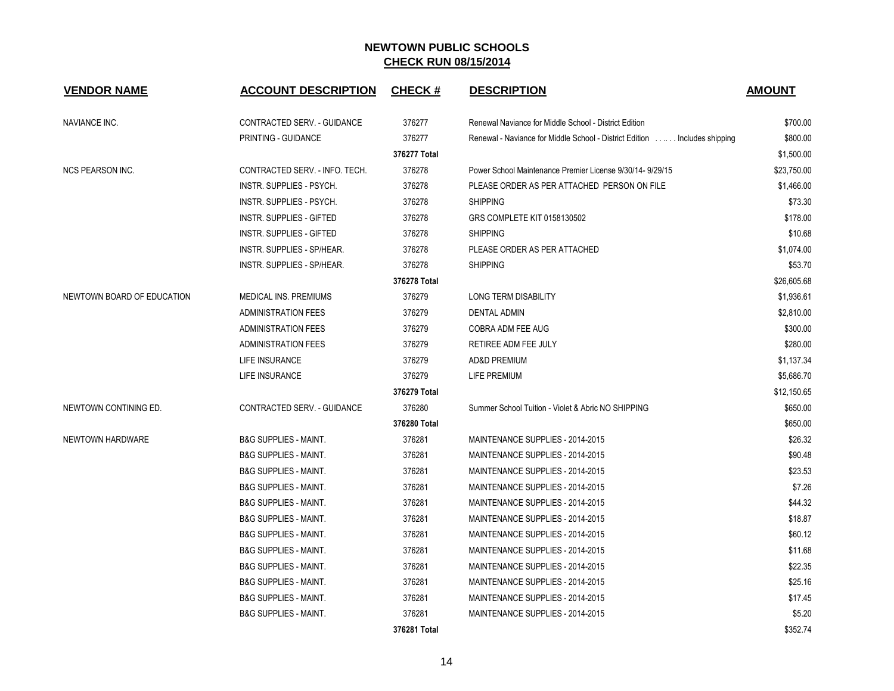# NEWTOWN PUBLIC SCHOOLS

## CHECK RUN 08/15/2014

| VENDOR NAME | ACCOUNT DESCRIPTION | CHECK # | DESCRIPTION | AMOUNT |
|---|---|---|---|---|
| NAVIANCE INC. | CONTRACTED SERV. - GUIDANCE | 376277 | Renewal Naviance for Middle School - District Edition | $700.00 |
| | PRINTING - GUIDANCE | 376277 | Renewal - Naviance for Middle School - District Edition . . .. . . Includes shipping | $800.00 |
| | | **376277 Total** | | $1,500.00 |
| NCS PEARSON INC. | CONTRACTED SERV. - INFO. TECH. | 376278 | Power School Maintenance Premier License 9/30/14- 9/29/15 | $23,750.00 |
| | INSTR. SUPPLIES - PSYCH. | 376278 | PLEASE ORDER AS PER ATTACHED PERSON ON FILE | $1,466.00 |
| | INSTR. SUPPLIES - PSYCH. | 376278 | SHIPPING | $73.30 |
| | INSTR. SUPPLIES - GIFTED | 376278 | GRS COMPLETE KIT 0158130502 | $178.00 |
| | INSTR. SUPPLIES - GIFTED | 376278 | SHIPPING | $10.68 |
| | INSTR. SUPPLIES - SP/HEAR. | 376278 | PLEASE ORDER AS PER ATTACHED | $1,074.00 |
| | INSTR. SUPPLIES - SP/HEAR. | 376278 | SHIPPING | $53.70 |
| | | **376278 Total** | | $26,605.68 |
| NEWTOWN BOARD OF EDUCATION | MEDICAL INS. PREMIUMS | 376279 | LONG TERM DISABILITY | $1,936.61 |
| | ADMINISTRATION FEES | 376279 | DENTAL ADMIN | $2,810.00 |
| | ADMINISTRATION FEES | 376279 | COBRA ADM FEE AUG | $300.00 |
| | ADMINISTRATION FEES | 376279 | RETIREE ADM FEE JULY | $280.00 |
| | LIFE INSURANCE | 376279 | AD&D PREMIUM | $1,137.34 |
| | LIFE INSURANCE | 376279 | LIFE PREMIUM | $5,686.70 |
| | | **376279 Total** | | $12,150.65 |
| NEWTOWN CONTINING ED. | CONTRACTED SERV. - GUIDANCE | 376280 | Summer School Tuition - Violet & Abric NO SHIPPING | $650.00 |
| | | **376280 Total** | | $650.00 |
| NEWTOWN HARDWARE | B&G SUPPLIES - MAINT. | 376281 | MAINTENANCE SUPPLIES - 2014-2015 | $26.32 |
| | B&G SUPPLIES - MAINT. | 376281 | MAINTENANCE SUPPLIES - 2014-2015 | $90.48 |
| | B&G SUPPLIES - MAINT. | 376281 | MAINTENANCE SUPPLIES - 2014-2015 | $23.53 |
| | B&G SUPPLIES - MAINT. | 376281 | MAINTENANCE SUPPLIES - 2014-2015 | $7.26 |
| | B&G SUPPLIES - MAINT. | 376281 | MAINTENANCE SUPPLIES - 2014-2015 | $44.32 |
| | B&G SUPPLIES - MAINT. | 376281 | MAINTENANCE SUPPLIES - 2014-2015 | $18.87 |
| | B&G SUPPLIES - MAINT. | 376281 | MAINTENANCE SUPPLIES - 2014-2015 | $60.12 |
| | B&G SUPPLIES - MAINT. | 376281 | MAINTENANCE SUPPLIES - 2014-2015 | $11.68 |
| | B&G SUPPLIES - MAINT. | 376281 | MAINTENANCE SUPPLIES - 2014-2015 | $22.35 |
| | B&G SUPPLIES - MAINT. | 376281 | MAINTENANCE SUPPLIES - 2014-2015 | $25.16 |
| | B&G SUPPLIES - MAINT. | 376281 | MAINTENANCE SUPPLIES - 2014-2015 | $17.45 |
| | B&G SUPPLIES - MAINT. | 376281 | MAINTENANCE SUPPLIES - 2014-2015 | $5.20 |
| | | **376281 Total** | | $352.74 |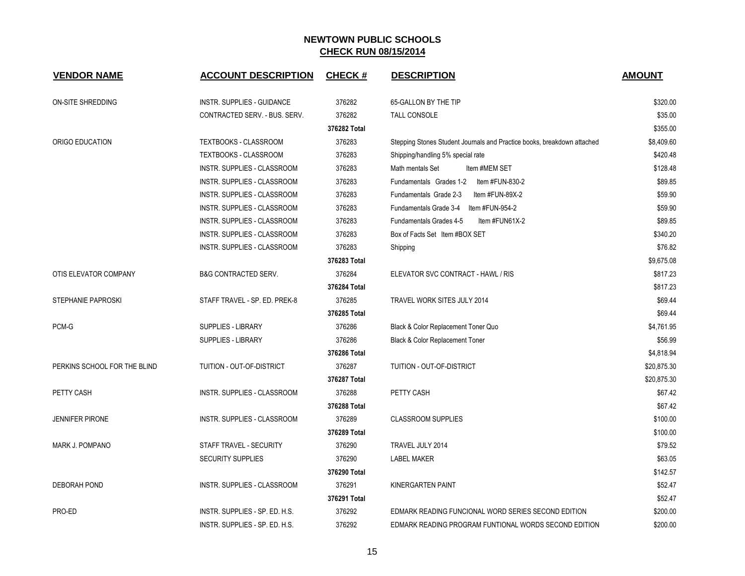# NEWTOWN PUBLIC SCHOOLS
## CHECK RUN 08/15/2014

| VENDOR NAME | ACCOUNT DESCRIPTION | CHECK # | DESCRIPTION | AMOUNT |
|---|---|---|---|---|
| ON-SITE SHREDDING | INSTR. SUPPLIES - GUIDANCE | 376282 | 65-GALLON BY THE TIP | $320.00 |
| | CONTRACTED SERV. - BUS. SERV. | 376282 | TALL CONSOLE | $35.00 |
| | | 376282 Total | | $355.00 |
| ORIGO EDUCATION | TEXTBOOKS - CLASSROOM | 376283 | Stepping Stones Student Journals and Practice books, breakdown attached | $8,409.60 |
| | TEXTBOOKS - CLASSROOM | 376283 | Shipping/handling 5% special rate | $420.48 |
| | INSTR. SUPPLIES - CLASSROOM | 376283 | Math mentals Set Item #MEM SET | $128.48 |
| | INSTR. SUPPLIES - CLASSROOM | 376283 | Fundamentals Grades 1-2 Item #FUN-830-2 | $89.85 |
| | INSTR. SUPPLIES - CLASSROOM | 376283 | Fundamentals Grade 2-3 Item #FUN-89X-2 | $59.90 |
| | INSTR. SUPPLIES - CLASSROOM | 376283 | Fundamentals Grade 3-4 Item #FUN-954-2 | $59.90 |
| | INSTR. SUPPLIES - CLASSROOM | 376283 | Fundamentals Grades 4-5 Item #FUN61X-2 | $89.85 |
| | INSTR. SUPPLIES - CLASSROOM | 376283 | Box of Facts Set Item #BOX SET | $340.20 |
| | INSTR. SUPPLIES - CLASSROOM | 376283 | Shipping | $76.82 |
| | | 376283 Total | | $9,675.08 |
| OTIS ELEVATOR COMPANY | B&G CONTRACTED SERV. | 376284 | ELEVATOR SVC CONTRACT - HAWL / RIS | $817.23 |
| | | 376284 Total | | $817.23 |
| STEPHANIE PAPROSKI | STAFF TRAVEL - SP. ED. PREK-8 | 376285 | TRAVEL WORK SITES JULY 2014 | $69.44 |
| | | 376285 Total | | $69.44 |
| PCM-G | SUPPLIES - LIBRARY | 376286 | Black & Color Replacement Toner Quo | $4,761.95 |
| | SUPPLIES - LIBRARY | 376286 | Black & Color Replacement Toner | $56.99 |
| | | 376286 Total | | $4,818.94 |
| PERKINS SCHOOL FOR THE BLIND | TUITION - OUT-OF-DISTRICT | 376287 | TUITION - OUT-OF-DISTRICT | $20,875.30 |
| | | 376287 Total | | $20,875.30 |
| PETTY CASH | INSTR. SUPPLIES - CLASSROOM | 376288 | PETTY CASH | $67.42 |
| | | 376288 Total | | $67.42 |
| JENNIFER PIRONE | INSTR. SUPPLIES - CLASSROOM | 376289 | CLASSROOM SUPPLIES | $100.00 |
| | | 376289 Total | | $100.00 |
| MARK J. POMPANO | STAFF TRAVEL - SECURITY | 376290 | TRAVEL JULY 2014 | $79.52 |
| | SECURITY SUPPLIES | 376290 | LABEL MAKER | $63.05 |
| | | 376290 Total | | $142.57 |
| DEBORAH POND | INSTR. SUPPLIES - CLASSROOM | 376291 | KINERGARTEN PAINT | $52.47 |
| | | 376291 Total | | $52.47 |
| PRO-ED | INSTR. SUPPLIES - SP. ED. H.S. | 376292 | EDMARK READING FUNCIONAL WORD SERIES SECOND EDITION | $200.00 |
| | INSTR. SUPPLIES - SP. ED. H.S. | 376292 | EDMARK READING PROGRAM FUNTIONAL WORDS SECOND EDITION | $200.00 |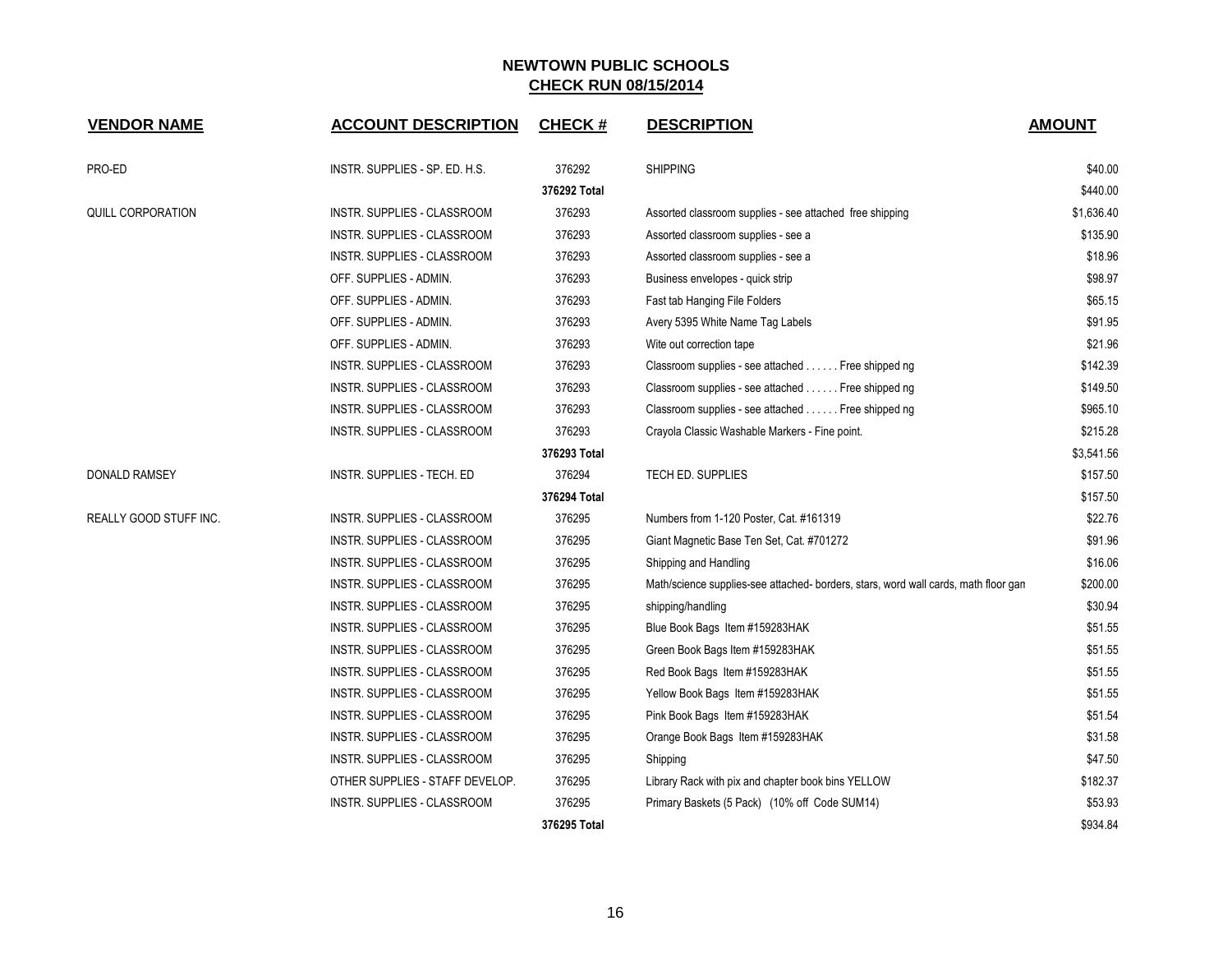# NEWTOWN PUBLIC SCHOOLS

## CHECK RUN 08/15/2014

| VENDOR NAME | ACCOUNT DESCRIPTION | CHECK # | DESCRIPTION | AMOUNT |
|---|---|---|---|---|
| PRO-ED | INSTR. SUPPLIES - SP. ED. H.S. | 376292 | SHIPPING | $40.00 |
| | | **376292 Total** | | $440.00 |
| QUILL CORPORATION | INSTR. SUPPLIES - CLASSROOM | 376293 | Assorted classroom supplies - see attached free shipping | $1,636.40 |
| | INSTR. SUPPLIES - CLASSROOM | 376293 | Assorted classroom supplies - see a | $135.90 |
| | INSTR. SUPPLIES - CLASSROOM | 376293 | Assorted classroom supplies - see a | $18.96 |
| | OFF. SUPPLIES - ADMIN. | 376293 | Business envelopes - quick strip | $98.97 |
| | OFF. SUPPLIES - ADMIN. | 376293 | Fast tab Hanging File Folders | $65.15 |
| | OFF. SUPPLIES - ADMIN. | 376293 | Avery 5395 White Name Tag Labels | $91.95 |
| | OFF. SUPPLIES - ADMIN. | 376293 | Wite out correction tape | $21.96 |
| | INSTR. SUPPLIES - CLASSROOM | 376293 | Classroom supplies - see attached . . . . . . Free shipped ng | $142.39 |
| | INSTR. SUPPLIES - CLASSROOM | 376293 | Classroom supplies - see attached . . . . . . Free shipped ng | $149.50 |
| | INSTR. SUPPLIES - CLASSROOM | 376293 | Classroom supplies - see attached . . . . . . Free shipped ng | $965.10 |
| | INSTR. SUPPLIES - CLASSROOM | 376293 | Crayola Classic Washable Markers - Fine point. | $215.28 |
| | | **376293 Total** | | $3,541.56 |
| DONALD RAMSEY | INSTR. SUPPLIES - TECH. ED | 376294 | TECH ED. SUPPLIES | $157.50 |
| | | **376294 Total** | | $157.50 |
| REALLY GOOD STUFF INC. | INSTR. SUPPLIES - CLASSROOM | 376295 | Numbers from 1-120 Poster, Cat. #161319 | $22.76 |
| | INSTR. SUPPLIES - CLASSROOM | 376295 | Giant Magnetic Base Ten Set, Cat. #701272 | $91.96 |
| | INSTR. SUPPLIES - CLASSROOM | 376295 | Shipping and Handling | $16.06 |
| | INSTR. SUPPLIES - CLASSROOM | 376295 | Math/science supplies-see attached- borders, stars, word wall cards, math floor gan | $200.00 |
| | INSTR. SUPPLIES - CLASSROOM | 376295 | shipping/handling | $30.94 |
| | INSTR. SUPPLIES - CLASSROOM | 376295 | Blue Book Bags Item #159283HAK | $51.55 |
| | INSTR. SUPPLIES - CLASSROOM | 376295 | Green Book Bags Item #159283HAK | $51.55 |
| | INSTR. SUPPLIES - CLASSROOM | 376295 | Red Book Bags Item #159283HAK | $51.55 |
| | INSTR. SUPPLIES - CLASSROOM | 376295 | Yellow Book Bags Item #159283HAK | $51.55 |
| | INSTR. SUPPLIES - CLASSROOM | 376295 | Pink Book Bags Item #159283HAK | $51.54 |
| | INSTR. SUPPLIES - CLASSROOM | 376295 | Orange Book Bags Item #159283HAK | $31.58 |
| | INSTR. SUPPLIES - CLASSROOM | 376295 | Shipping | $47.50 |
| | OTHER SUPPLIES - STAFF DEVELOP. | 376295 | Library Rack with pix and chapter book bins YELLOW | $182.37 |
| | INSTR. SUPPLIES - CLASSROOM | 376295 | Primary Baskets (5 Pack) (10% off Code SUM14) | $53.93 |
| | | **376295 Total** | | $934.84 |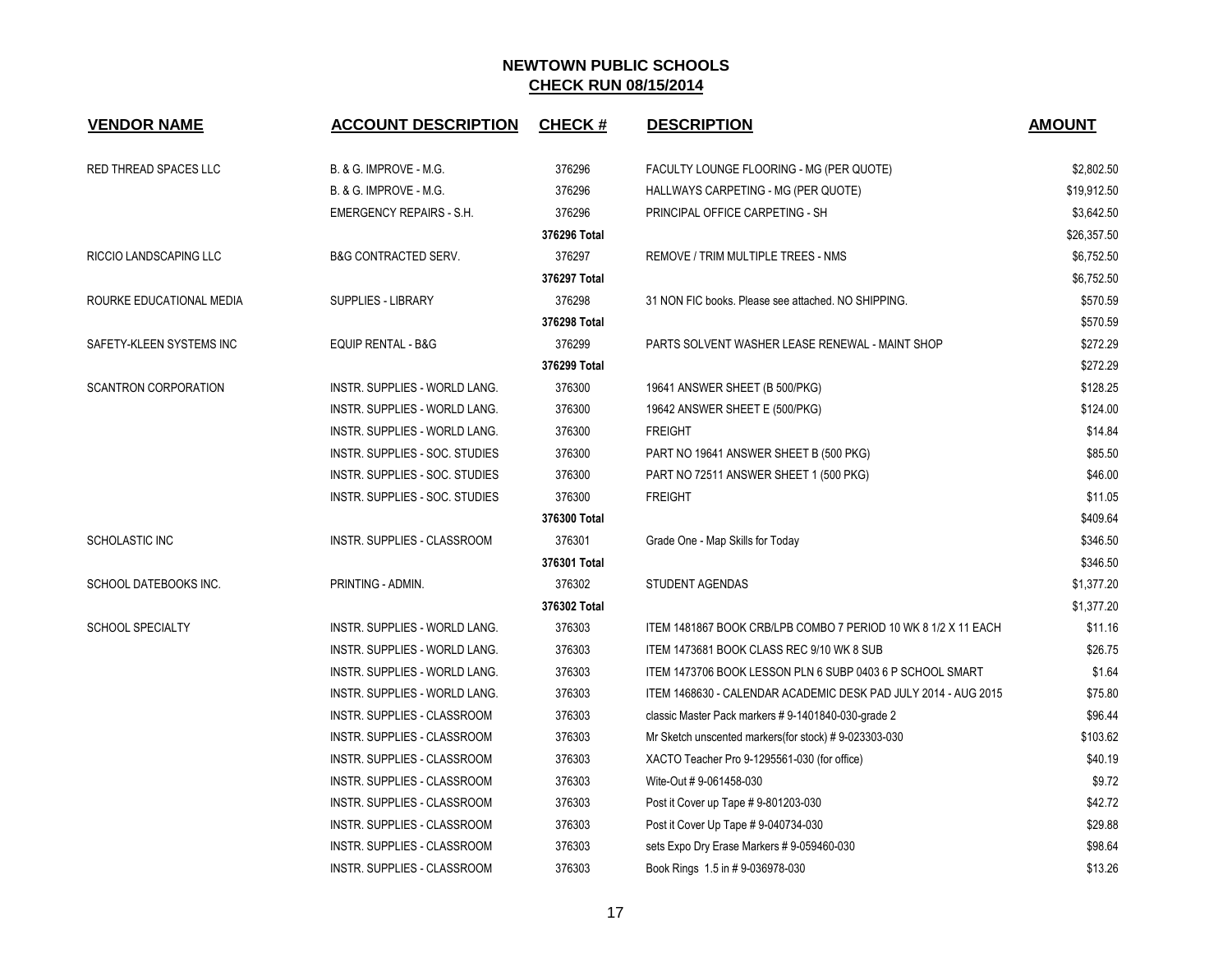## NEWTOWN PUBLIC SCHOOLS
## CHECK RUN 08/15/2014

| VENDOR NAME | ACCOUNT DESCRIPTION | CHECK # | DESCRIPTION | AMOUNT |
|---|---|---|---|---|
| RED THREAD SPACES LLC | B. & G. IMPROVE - M.G. | 376296 | FACULTY LOUNGE FLOORING - MG (PER QUOTE) | $2,802.50 |
| | B. & G. IMPROVE - M.G. | 376296 | HALLWAYS CARPETING - MG (PER QUOTE) | $19,912.50 |
| | EMERGENCY REPAIRS - S.H. | 376296 | PRINCIPAL OFFICE CARPETING - SH | $3,642.50 |
| | | **376296 Total** | | $26,357.50 |
| RICCIO LANDSCAPING LLC | B&G CONTRACTED SERV. | 376297 | REMOVE / TRIM MULTIPLE TREES - NMS | $6,752.50 |
| | | **376297 Total** | | $6,752.50 |
| ROURKE EDUCATIONAL MEDIA | SUPPLIES - LIBRARY | 376298 | 31 NON FIC books. Please see attached. NO SHIPPING. | $570.59 |
| | | **376298 Total** | | $570.59 |
| SAFETY-KLEEN SYSTEMS INC | EQUIP RENTAL - B&G | 376299 | PARTS SOLVENT WASHER LEASE RENEWAL - MAINT SHOP | $272.29 |
| | | **376299 Total** | | $272.29 |
| SCANTRON CORPORATION | INSTR. SUPPLIES - WORLD LANG. | 376300 | 19641 ANSWER SHEET (B 500/PKG) | $128.25 |
| | INSTR. SUPPLIES - WORLD LANG. | 376300 | 19642 ANSWER SHEET E (500/PKG) | $124.00 |
| | INSTR. SUPPLIES - WORLD LANG. | 376300 | FREIGHT | $14.84 |
| | INSTR. SUPPLIES - SOC. STUDIES | 376300 | PART NO 19641 ANSWER SHEET B (500 PKG) | $85.50 |
| | INSTR. SUPPLIES - SOC. STUDIES | 376300 | PART NO 72511 ANSWER SHEET 1 (500 PKG) | $46.00 |
| | INSTR. SUPPLIES - SOC. STUDIES | 376300 | FREIGHT | $11.05 |
| | | **376300 Total** | | $409.64 |
| SCHOLASTIC INC | INSTR. SUPPLIES - CLASSROOM | 376301 | Grade One - Map Skills for Today | $346.50 |
| | | **376301 Total** | | $346.50 |
| SCHOOL DATEBOOKS INC. | PRINTING - ADMIN. | 376302 | STUDENT AGENDAS | $1,377.20 |
| | | **376302 Total** | | $1,377.20 |
| SCHOOL SPECIALTY | INSTR. SUPPLIES - WORLD LANG. | 376303 | ITEM 1481867 BOOK CRB/LPB COMBO 7 PERIOD 10 WK 8 1/2 X 11 EACH | $11.16 |
| | INSTR. SUPPLIES - WORLD LANG. | 376303 | ITEM 1473681 BOOK CLASS REC 9/10 WK 8 SUB | $26.75 |
| | INSTR. SUPPLIES - WORLD LANG. | 376303 | ITEM 1473706 BOOK LESSON PLN 6 SUBP 0403 6 P SCHOOL SMART | $1.64 |
| | INSTR. SUPPLIES - WORLD LANG. | 376303 | ITEM 1468630 - CALENDAR ACADEMIC DESK PAD JULY 2014 - AUG 2015 | $75.80 |
| | INSTR. SUPPLIES - CLASSROOM | 376303 | classic Master Pack markers # 9-1401840-030-grade 2 | $96.44 |
| | INSTR. SUPPLIES - CLASSROOM | 376303 | Mr Sketch unscented markers(for stock) # 9-023303-030 | $103.62 |
| | INSTR. SUPPLIES - CLASSROOM | 376303 | XACTO Teacher Pro 9-1295561-030 (for office) | $40.19 |
| | INSTR. SUPPLIES - CLASSROOM | 376303 | Wite-Out # 9-061458-030 | $9.72 |
| | INSTR. SUPPLIES - CLASSROOM | 376303 | Post it Cover up Tape # 9-801203-030 | $42.72 |
| | INSTR. SUPPLIES - CLASSROOM | 376303 | Post it Cover Up Tape # 9-040734-030 | $29.88 |
| | INSTR. SUPPLIES - CLASSROOM | 376303 | sets Expo Dry Erase Markers # 9-059460-030 | $98.64 |
| | INSTR. SUPPLIES - CLASSROOM | 376303 | Book Rings 1.5 in # 9-036978-030 | $13.26 |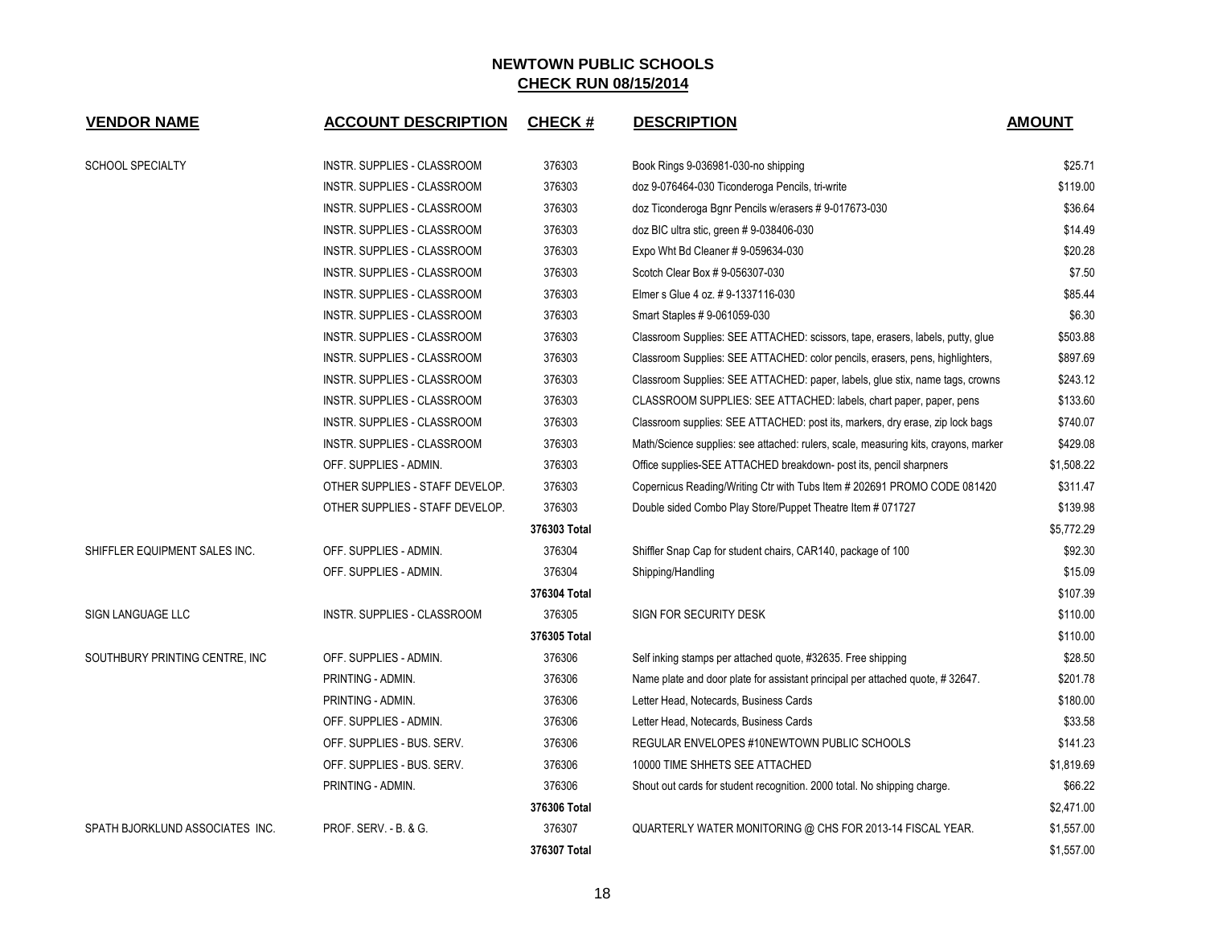# NEWTOWN PUBLIC SCHOOLS

## CHECK RUN 08/15/2014

| VENDOR NAME | ACCOUNT DESCRIPTION | CHECK # | DESCRIPTION | AMOUNT |
|---|---|---|---|---|
| SCHOOL SPECIALTY | INSTR. SUPPLIES - CLASSROOM | 376303 | Book Rings 9-036981-030-no shipping | $25.71 |
| | INSTR. SUPPLIES - CLASSROOM | 376303 | doz 9-076464-030 Ticonderoga Pencils, tri-write | $119.00 |
| | INSTR. SUPPLIES - CLASSROOM | 376303 | doz Ticonderoga Bgnr Pencils w/erasers # 9-017673-030 | $36.64 |
| | INSTR. SUPPLIES - CLASSROOM | 376303 | doz BIC ultra stic, green # 9-038406-030 | $14.49 |
| | INSTR. SUPPLIES - CLASSROOM | 376303 | Expo Wht Bd Cleaner # 9-059634-030 | $20.28 |
| | INSTR. SUPPLIES - CLASSROOM | 376303 | Scotch Clear Box # 9-056307-030 | $7.50 |
| | INSTR. SUPPLIES - CLASSROOM | 376303 | Elmer s Glue 4 oz. # 9-1337116-030 | $85.44 |
| | INSTR. SUPPLIES - CLASSROOM | 376303 | Smart Staples # 9-061059-030 | $6.30 |
| | INSTR. SUPPLIES - CLASSROOM | 376303 | Classroom Supplies: SEE ATTACHED: scissors, tape, erasers, labels, putty, glue | $503.88 |
| | INSTR. SUPPLIES - CLASSROOM | 376303 | Classroom Supplies: SEE ATTACHED: color pencils, erasers, pens, highlighters, | $897.69 |
| | INSTR. SUPPLIES - CLASSROOM | 376303 | Classroom Supplies: SEE ATTACHED: paper, labels, glue stix, name tags, crowns | $243.12 |
| | INSTR. SUPPLIES - CLASSROOM | 376303 | CLASSROOM SUPPLIES: SEE ATTACHED: labels, chart paper, paper, pens | $133.60 |
| | INSTR. SUPPLIES - CLASSROOM | 376303 | Classroom supplies: SEE ATTACHED: post its, markers, dry erase, zip lock bags | $740.07 |
| | INSTR. SUPPLIES - CLASSROOM | 376303 | Math/Science supplies: see attached: rulers, scale, measuring kits, crayons, marker | $429.08 |
| | OFF. SUPPLIES - ADMIN. | 376303 | Office supplies-SEE ATTACHED breakdown- post its, pencil sharpners | $1,508.22 |
| | OTHER SUPPLIES - STAFF DEVELOP. | 376303 | Copernicus Reading/Writing Ctr with Tubs Item # 202691 PROMO CODE 081420 | $311.47 |
| | OTHER SUPPLIES - STAFF DEVELOP. | 376303 | Double sided Combo Play Store/Puppet Theatre Item # 071727 | $139.98 |
| | | 376303 Total | | $5,772.29 |
| SHIFFLER EQUIPMENT SALES INC. | OFF. SUPPLIES - ADMIN. | 376304 | Shiffler Snap Cap for student chairs, CAR140, package of 100 | $92.30 |
| | OFF. SUPPLIES - ADMIN. | 376304 | Shipping/Handling | $15.09 |
| | | 376304 Total | | $107.39 |
| SIGN LANGUAGE LLC | INSTR. SUPPLIES - CLASSROOM | 376305 | SIGN FOR SECURITY DESK | $110.00 |
| | | 376305 Total | | $110.00 |
| SOUTHBURY PRINTING CENTRE, INC | OFF. SUPPLIES - ADMIN. | 376306 | Self inking stamps per attached quote, #32635. Free shipping | $28.50 |
| | PRINTING - ADMIN. | 376306 | Name plate and door plate for assistant principal per attached quote, # 32647. | $201.78 |
| | PRINTING - ADMIN. | 376306 | Letter Head, Notecards, Business Cards | $180.00 |
| | OFF. SUPPLIES - ADMIN. | 376306 | Letter Head, Notecards, Business Cards | $33.58 |
| | OFF. SUPPLIES - BUS. SERV. | 376306 | REGULAR ENVELOPES #10NEWTOWN PUBLIC SCHOOLS | $141.23 |
| | OFF. SUPPLIES - BUS. SERV. | 376306 | 10000 TIME SHHETS SEE ATTACHED | $1,819.69 |
| | PRINTING - ADMIN. | 376306 | Shout out cards for student recognition. 2000 total. No shipping charge. | $66.22 |
| | | 376306 Total | | $2,471.00 |
| SPATH BJORKLUND ASSOCIATES INC. | PROF. SERV. - B. & G. | 376307 | QUARTERLY WATER MONITORING @ CHS FOR 2013-14 FISCAL YEAR. | $1,557.00 |
| | | 376307 Total | | $1,557.00 |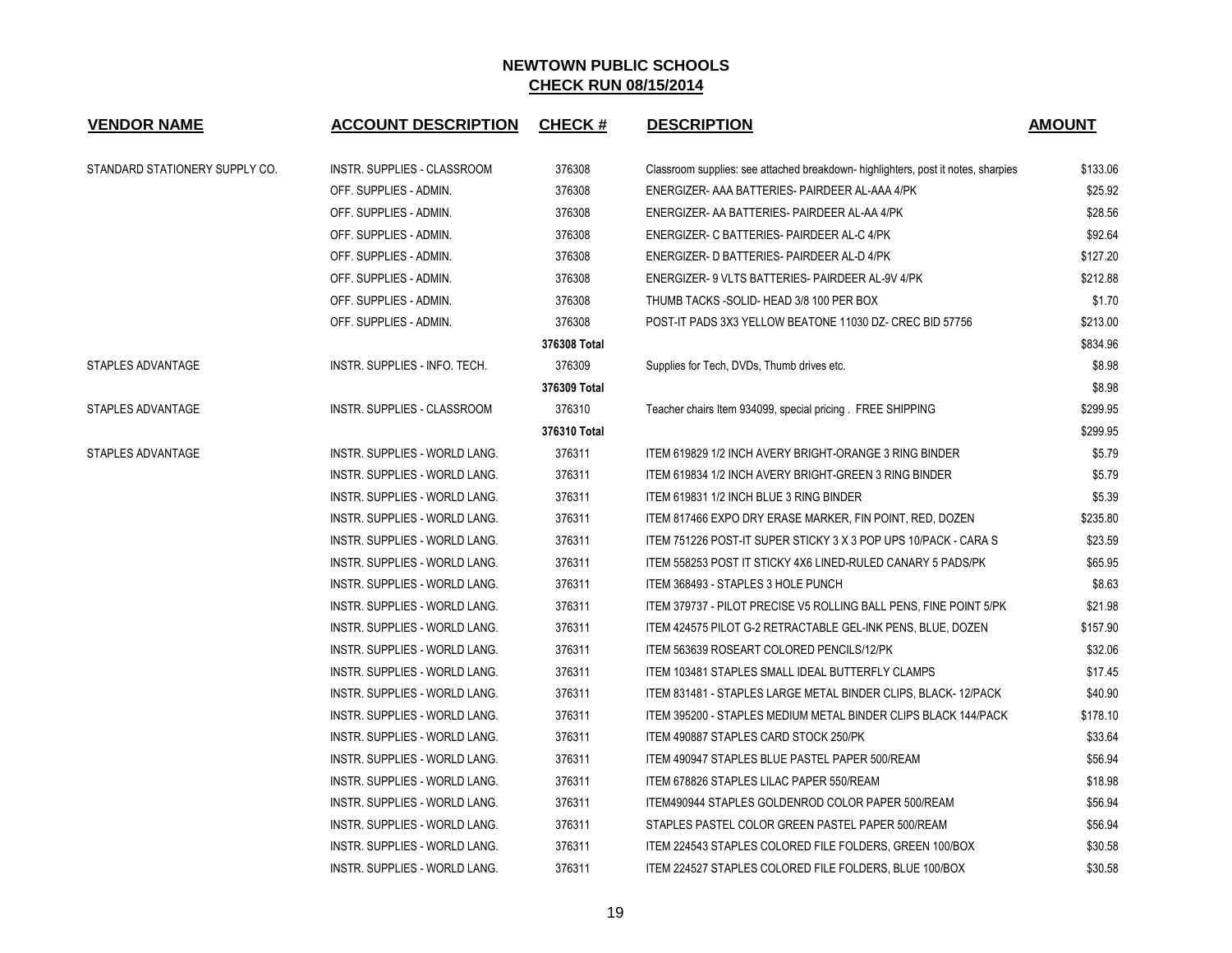## NEWTOWN PUBLIC SCHOOLS
## CHECK RUN 08/15/2014

| VENDOR NAME | ACCOUNT DESCRIPTION | CHECK # | DESCRIPTION | AMOUNT |
|---|---|---|---|---|
| STANDARD STATIONERY SUPPLY CO. | INSTR. SUPPLIES - CLASSROOM | 376308 | Classroom supplies: see attached breakdown- highlighters, post it notes, sharpies | $133.06 |
| | OFF. SUPPLIES - ADMIN. | 376308 | ENERGIZER- AAA BATTERIES- PAIRDEER AL-AAA 4/PK | $25.92 |
| | OFF. SUPPLIES - ADMIN. | 376308 | ENERGIZER- AA BATTERIES- PAIRDEER AL-AA 4/PK | $28.56 |
| | OFF. SUPPLIES - ADMIN. | 376308 | ENERGIZER- C BATTERIES- PAIRDEER AL-C 4/PK | $92.64 |
| | OFF. SUPPLIES - ADMIN. | 376308 | ENERGIZER- D BATTERIES- PAIRDEER AL-D 4/PK | $127.20 |
| | OFF. SUPPLIES - ADMIN. | 376308 | ENERGIZER- 9 VLTS BATTERIES- PAIRDEER AL-9V 4/PK | $212.88 |
| | OFF. SUPPLIES - ADMIN. | 376308 | THUMB TACKS -SOLID- HEAD 3/8 100 PER BOX | $1.70 |
| | OFF. SUPPLIES - ADMIN. | 376308 | POST-IT PADS 3X3 YELLOW BEATONE 11030 DZ- CREC BID 57756 | $213.00 |
| | | **376308 Total** | | $834.96 |
| STAPLES ADVANTAGE | INSTR. SUPPLIES - INFO. TECH. | 376309 | Supplies for Tech, DVDs, Thumb drives etc. | $8.98 |
| | | **376309 Total** | | $8.98 |
| STAPLES ADVANTAGE | INSTR. SUPPLIES - CLASSROOM | 376310 | Teacher chairs Item 934099, special pricing . FREE SHIPPING | $299.95 |
| | | **376310 Total** | | $299.95 |
| STAPLES ADVANTAGE | INSTR. SUPPLIES - WORLD LANG. | 376311 | ITEM 619829 1/2 INCH AVERY BRIGHT-ORANGE 3 RING BINDER | $5.79 |
| | INSTR. SUPPLIES - WORLD LANG. | 376311 | ITEM 619834 1/2 INCH AVERY BRIGHT-GREEN 3 RING BINDER | $5.79 |
| | INSTR. SUPPLIES - WORLD LANG. | 376311 | ITEM 619831 1/2 INCH BLUE 3 RING BINDER | $5.39 |
| | INSTR. SUPPLIES - WORLD LANG. | 376311 | ITEM 817466 EXPO DRY ERASE MARKER, FIN POINT, RED, DOZEN | $235.80 |
| | INSTR. SUPPLIES - WORLD LANG. | 376311 | ITEM 751226 POST-IT SUPER STICKY 3 X 3 POP UPS 10/PACK - CARA S | $23.59 |
| | INSTR. SUPPLIES - WORLD LANG. | 376311 | ITEM 558253 POST IT STICKY 4X6 LINED-RULED CANARY 5 PADS/PK | $65.95 |
| | INSTR. SUPPLIES - WORLD LANG. | 376311 | ITEM 368493 - STAPLES 3 HOLE PUNCH | $8.63 |
| | INSTR. SUPPLIES - WORLD LANG. | 376311 | ITEM 379737 - PILOT PRECISE V5 ROLLING BALL PENS, FINE POINT 5/PK | $21.98 |
| | INSTR. SUPPLIES - WORLD LANG. | 376311 | ITEM 424575 PILOT G-2 RETRACTABLE GEL-INK PENS, BLUE, DOZEN | $157.90 |
| | INSTR. SUPPLIES - WORLD LANG. | 376311 | ITEM 563639 ROSEART COLORED PENCILS/12/PK | $32.06 |
| | INSTR. SUPPLIES - WORLD LANG. | 376311 | ITEM 103481 STAPLES SMALL IDEAL BUTTERFLY CLAMPS | $17.45 |
| | INSTR. SUPPLIES - WORLD LANG. | 376311 | ITEM 831481 - STAPLES LARGE METAL BINDER CLIPS, BLACK- 12/PACK | $40.90 |
| | INSTR. SUPPLIES - WORLD LANG. | 376311 | ITEM 395200 - STAPLES MEDIUM METAL BINDER CLIPS BLACK 144/PACK | $178.10 |
| | INSTR. SUPPLIES - WORLD LANG. | 376311 | ITEM 490887 STAPLES CARD STOCK 250/PK | $33.64 |
| | INSTR. SUPPLIES - WORLD LANG. | 376311 | ITEM 490947 STAPLES BLUE PASTEL PAPER 500/REAM | $56.94 |
| | INSTR. SUPPLIES - WORLD LANG. | 376311 | ITEM 678826 STAPLES LILAC PAPER 550/REAM | $18.98 |
| | INSTR. SUPPLIES - WORLD LANG. | 376311 | ITEM490944 STAPLES GOLDENROD COLOR PAPER 500/REAM | $56.94 |
| | INSTR. SUPPLIES - WORLD LANG. | 376311 | STAPLES PASTEL COLOR GREEN PASTEL PAPER 500/REAM | $56.94 |
| | INSTR. SUPPLIES - WORLD LANG. | 376311 | ITEM 224543 STAPLES COLORED FILE FOLDERS, GREEN 100/BOX | $30.58 |
| | INSTR. SUPPLIES - WORLD LANG. | 376311 | ITEM 224527 STAPLES COLORED FILE FOLDERS, BLUE 100/BOX | $30.58 |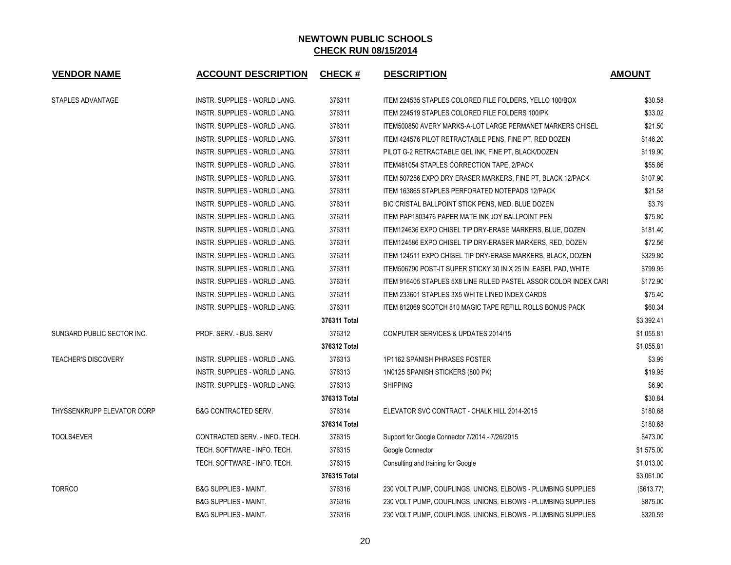# NEWTOWN PUBLIC SCHOOLS

## CHECK RUN 08/15/2014

| VENDOR NAME | ACCOUNT DESCRIPTION | CHECK # | DESCRIPTION | AMOUNT |
|---|---|---|---|---|
| STAPLES ADVANTAGE | INSTR. SUPPLIES - WORLD LANG. | 376311 | ITEM 224535 STAPLES COLORED FILE FOLDERS, YELLO 100/BOX | $30.58 |
| | INSTR. SUPPLIES - WORLD LANG. | 376311 | ITEM 224519 STAPLES COLORED FILE FOLDERS 100/PK | $33.02 |
| | INSTR. SUPPLIES - WORLD LANG. | 376311 | ITEM500850 AVERY MARKS-A-LOT LARGE PERMANET MARKERS CHISEL | $21.50 |
| | INSTR. SUPPLIES - WORLD LANG. | 376311 | ITEM 424576 PILOT RETRACTABLE PENS, FINE PT, RED DOZEN | $146.20 |
| | INSTR. SUPPLIES - WORLD LANG. | 376311 | PILOT G-2 RETRACTABLE GEL INK, FINE PT, BLACK/DOZEN | $119.90 |
| | INSTR. SUPPLIES - WORLD LANG. | 376311 | ITEM481054 STAPLES CORRECTION TAPE, 2/PACK | $55.86 |
| | INSTR. SUPPLIES - WORLD LANG. | 376311 | ITEM 507256 EXPO DRY ERASER MARKERS, FINE PT, BLACK 12/PACK | $107.90 |
| | INSTR. SUPPLIES - WORLD LANG. | 376311 | ITEM 163865 STAPLES PERFORATED NOTEPADS 12/PACK | $21.58 |
| | INSTR. SUPPLIES - WORLD LANG. | 376311 | BIC CRISTAL BALLPOINT STICK PENS, MED. BLUE DOZEN | $3.79 |
| | INSTR. SUPPLIES - WORLD LANG. | 376311 | ITEM PAP1803476 PAPER MATE INK JOY BALLPOINT PEN | $75.80 |
| | INSTR. SUPPLIES - WORLD LANG. | 376311 | ITEM124636 EXPO CHISEL TIP DRY-ERASE MARKERS, BLUE, DOZEN | $181.40 |
| | INSTR. SUPPLIES - WORLD LANG. | 376311 | ITEM124586 EXPO CHISEL TIP DRY-ERASER MARKERS, RED, DOZEN | $72.56 |
| | INSTR. SUPPLIES - WORLD LANG. | 376311 | ITEM 124511 EXPO CHISEL TIP DRY-ERASE MARKERS, BLACK, DOZEN | $329.80 |
| | INSTR. SUPPLIES - WORLD LANG. | 376311 | ITEM506790 POST-IT SUPER STICKY 30 IN X 25 IN, EASEL PAD, WHITE | $799.95 |
| | INSTR. SUPPLIES - WORLD LANG. | 376311 | ITEM 916405 STAPLES 5X8 LINE RULED PASTEL ASSOR COLOR INDEX CARI | $172.90 |
| | INSTR. SUPPLIES - WORLD LANG. | 376311 | ITEM 233601 STAPLES 3X5 WHITE LINED INDEX CARDS | $75.40 |
| | INSTR. SUPPLIES - WORLD LANG. | 376311 | ITEM 812069 SCOTCH 810 MAGIC TAPE REFILL ROLLS BONUS PACK | $60.34 |
| | | **376311 Total** | | $3,392.41 |
| SUNGARD PUBLIC SECTOR INC. | PROF. SERV. - BUS. SERV | 376312 | COMPUTER SERVICES & UPDATES 2014/15 | $1,055.81 |
| | | **376312 Total** | | $1,055.81 |
| TEACHER'S DISCOVERY | INSTR. SUPPLIES - WORLD LANG. | 376313 | 1P1162 SPANISH PHRASES POSTER | $3.99 |
| | INSTR. SUPPLIES - WORLD LANG. | 376313 | 1N0125 SPANISH STICKERS (800 PK) | $19.95 |
| | INSTR. SUPPLIES - WORLD LANG. | 376313 | SHIPPING | $6.90 |
| | | **376313 Total** | | $30.84 |
| THYSSENKRUPP ELEVATOR CORP | B&G CONTRACTED SERV. | 376314 | ELEVATOR SVC CONTRACT - CHALK HILL 2014-2015 | $180.68 |
| | | **376314 Total** | | $180.68 |
| TOOLS4EVER | CONTRACTED SERV. - INFO. TECH. | 376315 | Support for Google Connector 7/2014 - 7/26/2015 | $473.00 |
| | TECH. SOFTWARE - INFO. TECH. | 376315 | Google Connector | $1,575.00 |
| | TECH. SOFTWARE - INFO. TECH. | 376315 | Consulting and training for Google | $1,013.00 |
| | | **376315 Total** | | $3,061.00 |
| TORRCO | B&G SUPPLIES - MAINT. | 376316 | 230 VOLT PUMP, COUPLINGS, UNIONS, ELBOWS - PLUMBING SUPPLIES | ($613.77) |
| | B&G SUPPLIES - MAINT. | 376316 | 230 VOLT PUMP, COUPLINGS, UNIONS, ELBOWS - PLUMBING SUPPLIES | $875.00 |
| | B&G SUPPLIES - MAINT. | 376316 | 230 VOLT PUMP, COUPLINGS, UNIONS, ELBOWS - PLUMBING SUPPLIES | $320.59 |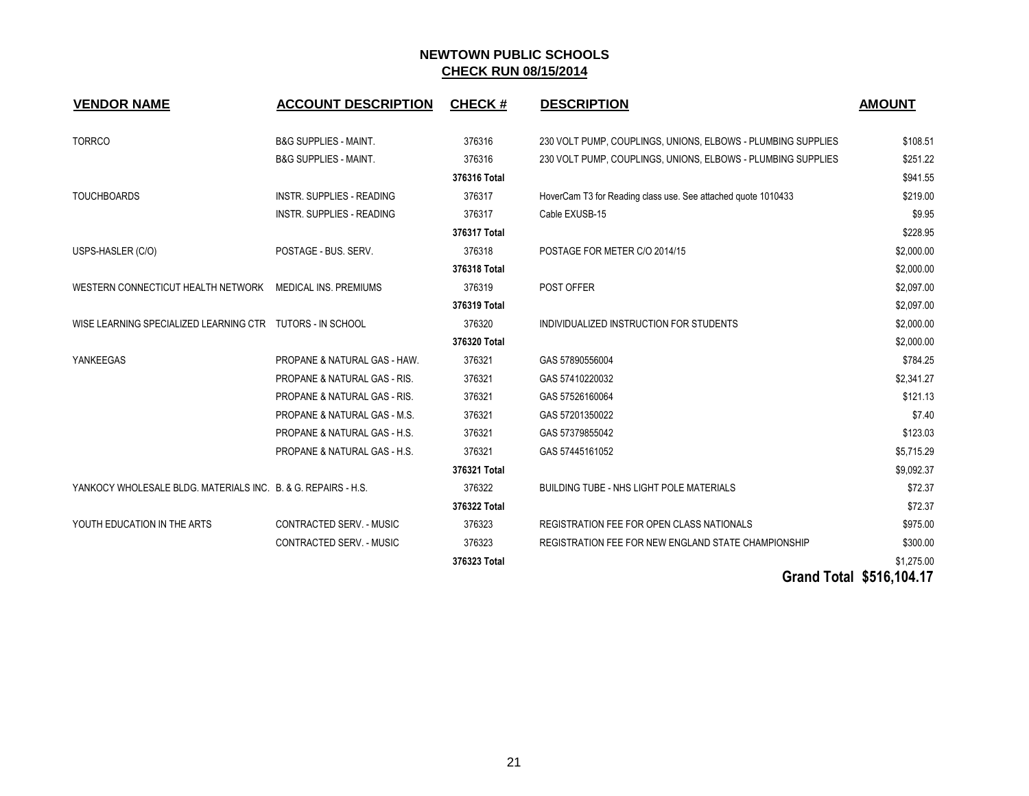**NEWTOWN PUBLIC SCHOOLS**
**CHECK RUN 08/15/2014**

| VENDOR NAME | ACCOUNT DESCRIPTION | CHECK # | DESCRIPTION | AMOUNT |
|---|---|---|---|---|
| TORRCO | B&G SUPPLIES - MAINT. | 376316 | 230 VOLT PUMP, COUPLINGS, UNIONS, ELBOWS - PLUMBING SUPPLIES | $108.51 |
| | B&G SUPPLIES - MAINT. | 376316 | 230 VOLT PUMP, COUPLINGS, UNIONS, ELBOWS - PLUMBING SUPPLIES | $251.22 |
| | | **376316 Total** | | $941.55 |
| TOUCHBOARDS | INSTR. SUPPLIES - READING | 376317 | HoverCam T3 for Reading class use. See attached quote 1010433 | $219.00 |
| | INSTR. SUPPLIES - READING | 376317 | Cable EXUSB-15 | $9.95 |
| | | **376317 Total** | | $228.95 |
| USPS-HASLER (C/O) | POSTAGE - BUS. SERV. | 376318 | POSTAGE FOR METER C/O 2014/15 | $2,000.00 |
| | | **376318 Total** | | $2,000.00 |
| WESTERN CONNECTICUT HEALTH NETWORK | MEDICAL INS. PREMIUMS | 376319 | POST OFFER | $2,097.00 |
| | | **376319 Total** | | $2,097.00 |
| WISE LEARNING SPECIALIZED LEARNING CTR | TUTORS - IN SCHOOL | 376320 | INDIVIDUALIZED INSTRUCTION FOR STUDENTS | $2,000.00 |
| | | **376320 Total** | | $2,000.00 |
| YANKEEGAS | PROPANE & NATURAL GAS - HAW. | 376321 | GAS 57890556004 | $784.25 |
| | PROPANE & NATURAL GAS - RIS. | 376321 | GAS 57410220032 | $2,341.27 |
| | PROPANE & NATURAL GAS - RIS. | 376321 | GAS 57526160064 | $121.13 |
| | PROPANE & NATURAL GAS - M.S. | 376321 | GAS 57201350022 | $7.40 |
| | PROPANE & NATURAL GAS - H.S. | 376321 | GAS 57379855042 | $123.03 |
| | PROPANE & NATURAL GAS - H.S. | 376321 | GAS 57445161052 | $5,715.29 |
| | | **376321 Total** | | $9,092.37 |
| YANKOCY WHOLESALE BLDG. MATERIALS INC. | B. & G. REPAIRS - H.S. | 376322 | BUILDING TUBE - NHS LIGHT POLE MATERIALS | $72.37 |
| | | **376322 Total** | | $72.37 |
| YOUTH EDUCATION IN THE ARTS | CONTRACTED SERV. - MUSIC | 376323 | REGISTRATION FEE FOR OPEN CLASS NATIONALS | $975.00 |
| | CONTRACTED SERV. - MUSIC | 376323 | REGISTRATION FEE FOR NEW ENGLAND STATE CHAMPIONSHIP | $300.00 |
| | | **376323 Total** | | $1,275.00 |
| | | | **Grand Total** | **$516,104.17** |